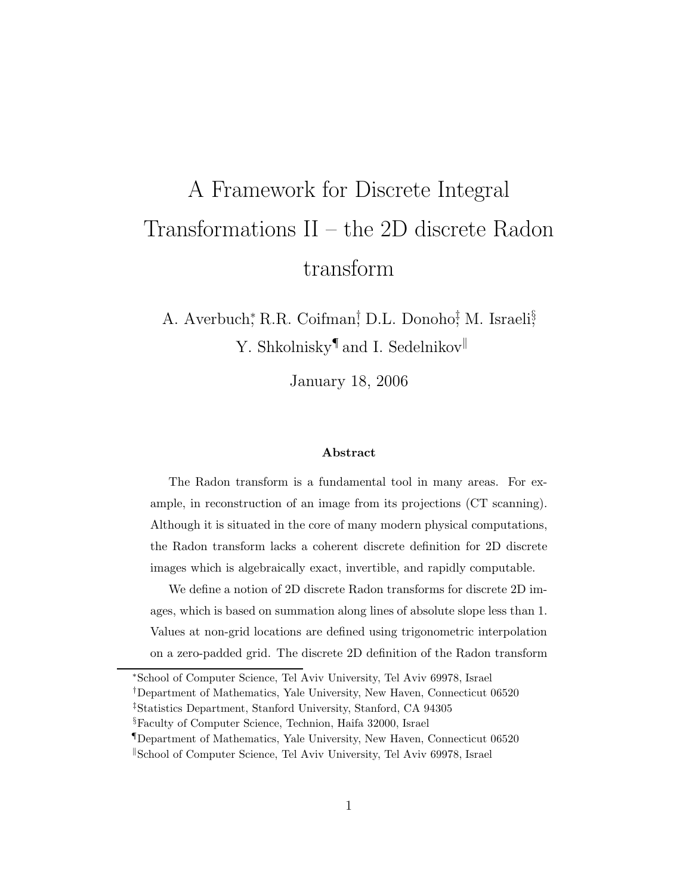# A Framework for Discrete Integral Transformations II – the 2D discrete Radon transform

A. Averbuch[*], R.R. Coifman[†], D.L. Donoho[‡], M. Israeli[§], Y. Shkolnisky[¶] and I. Sedelnikov[‖]

January 18, 2006

### Abstract

The Radon transform is a fundamental tool in many areas. For example, in reconstruction of an image from its projections (CT scanning). Although it is situated in the core of many modern physical computations, the Radon transform lacks a coherent discrete definition for 2D discrete images which is algebraically exact, invertible, and rapidly computable.

We define a notion of 2D discrete Radon transforms for discrete 2D images, which is based on summation along lines of absolute slope less than 1. Values at non-grid locations are defined using trigonometric interpolation on a zero-padded grid. The discrete 2D definition of the Radon transform

---

[*] School of Computer Science, Tel Aviv University, Tel Aviv 69978, Israel

[†] Department of Mathematics, Yale University, New Haven, Connecticut 06520

[‡] Statistics Department, Stanford University, Stanford, CA 94305

[§] Faculty of Computer Science, Technion, Haifa 32000, Israel

[¶] Department of Mathematics, Yale University, New Haven, Connecticut 06520

[‖] School of Computer Science, Tel Aviv University, Tel Aviv 69978, Israel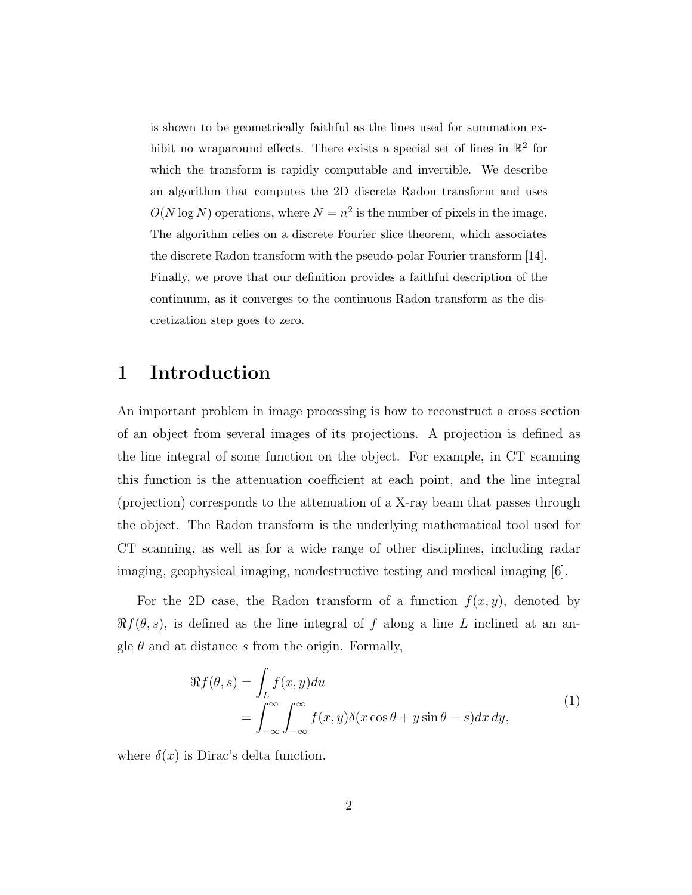is shown to be geometrically faithful as the lines used for summation exhibit no wraparound effects. There exists a special set of lines in $\mathbb{R}^2$ for which the transform is rapidly computable and invertible. We describe an algorithm that computes the 2D discrete Radon transform and uses $O(N \log N)$ operations, where $N = n^2$ is the number of pixels in the image. The algorithm relies on a discrete Fourier slice theorem, which associates the discrete Radon transform with the pseudo-polar Fourier transform [14]. Finally, we prove that our definition provides a faithful description of the continuum, as it converges to the continuous Radon transform as the discretization step goes to zero.

# 1 Introduction

An important problem in image processing is how to reconstruct a cross section of an object from several images of its projections. A projection is defined as the line integral of some function on the object. For example, in CT scanning this function is the attenuation coefficient at each point, and the line integral (projection) corresponds to the attenuation of a X-ray beam that passes through the object. The Radon transform is the underlying mathematical tool used for CT scanning, as well as for a wide range of other disciplines, including radar imaging, geophysical imaging, nondestructive testing and medical imaging [6].

For the 2D case, the Radon transform of a function $f(x, y)$, denoted by $\Re f(\theta, s)$, is defined as the line integral of $f$ along a line $L$ inclined at an angle $\theta$ and at distance $s$ from the origin. Formally,

$$
\begin{aligned}
\Re f(\theta, s) &= \int_L f(x, y) du \\
&= \int_{-\infty}^{\infty} \int_{-\infty}^{\infty} f(x, y) \delta(x \cos\theta + y \sin\theta - s) dx\, dy,
\end{aligned}
\tag{1}
$$

where $\delta(x)$ is Dirac's delta function.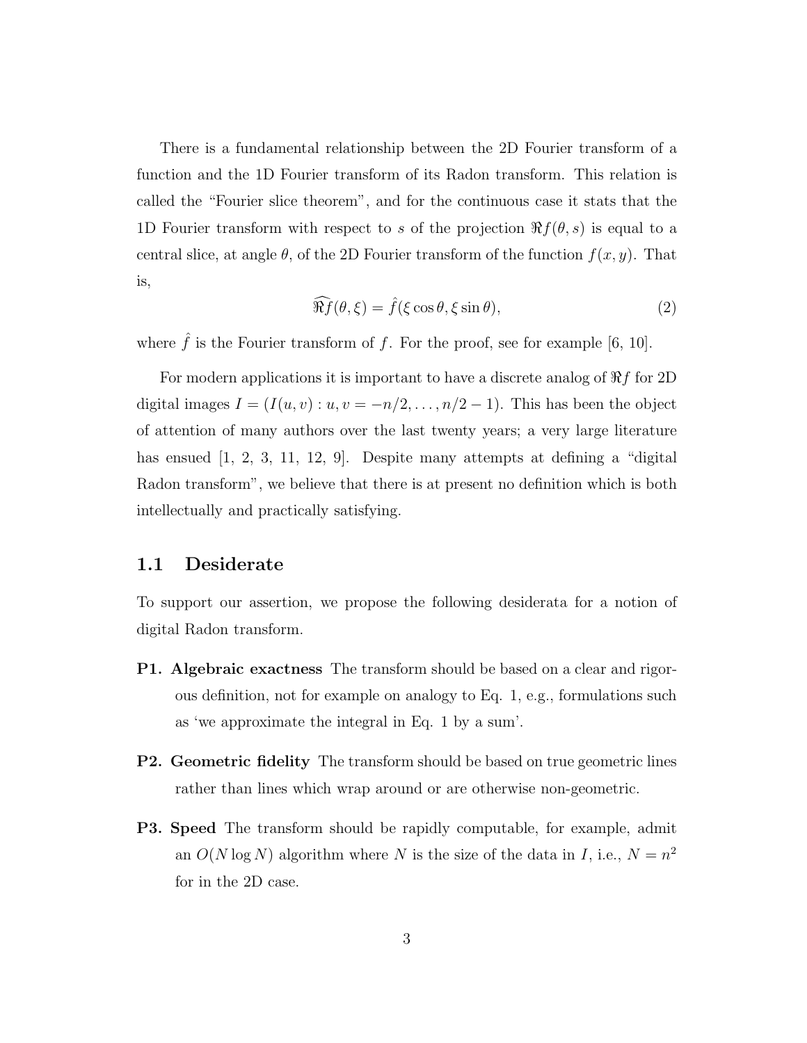There is a fundamental relationship between the 2D Fourier transform of a function and the 1D Fourier transform of its Radon transform. This relation is called the "Fourier slice theorem", and for the continuous case it stats that the 1D Fourier transform with respect to $s$ of the projection $\Re f(\theta, s)$ is equal to a central slice, at angle $\theta$, of the 2D Fourier transform of the function $f(x, y)$. That is,

$$\widehat{\Re f}(\theta, \xi) = \hat{f}(\xi \cos\theta, \xi \sin\theta), \tag{2}$$

where $\hat{f}$ is the Fourier transform of $f$. For the proof, see for example [6, 10].

For modern applications it is important to have a discrete analog of $\Re f$ for 2D digital images $I = (I(u, v) : u, v = -n/2, \ldots, n/2 - 1)$. This has been the object of attention of many authors over the last twenty years; a very large literature has ensued [1, 2, 3, 11, 12, 9]. Despite many attempts at defining a "digital Radon transform", we believe that there is at present no definition which is both intellectually and practically satisfying.

### 1.1 Desiderate

To support our assertion, we propose the following desiderata for a notion of digital Radon transform.

**P1. Algebraic exactness** The transform should be based on a clear and rigorous definition, not for example on analogy to Eq. 1, e.g., formulations such as 'we approximate the integral in Eq. 1 by a sum'.

**P2. Geometric fidelity** The transform should be based on true geometric lines rather than lines which wrap around or are otherwise non-geometric.

**P3. Speed** The transform should be rapidly computable, for example, admit an $O(N \log N)$ algorithm where $N$ is the size of the data in $I$, i.e., $N = n^2$ for in the 2D case.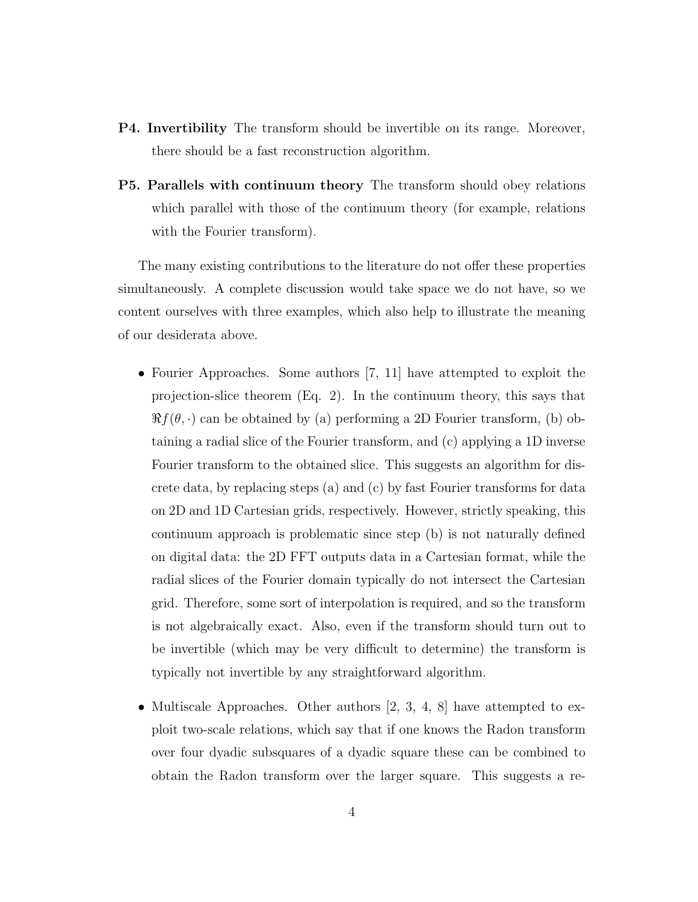**P4. Invertibility** The transform should be invertible on its range. Moreover, there should be a fast reconstruction algorithm.

**P5. Parallels with continuum theory** The transform should obey relations which parallel with those of the continuum theory (for example, relations with the Fourier transform).

The many existing contributions to the literature do not offer these properties simultaneously. A complete discussion would take space we do not have, so we content ourselves with three examples, which also help to illustrate the meaning of our desiderata above.

- Fourier Approaches. Some authors [7, 11] have attempted to exploit the projection-slice theorem (Eq. 2). In the continuum theory, this says that $\Re f(\theta, \cdot)$ can be obtained by (a) performing a 2D Fourier transform, (b) obtaining a radial slice of the Fourier transform, and (c) applying a 1D inverse Fourier transform to the obtained slice. This suggests an algorithm for discrete data, by replacing steps (a) and (c) by fast Fourier transforms for data on 2D and 1D Cartesian grids, respectively. However, strictly speaking, this continuum approach is problematic since step (b) is not naturally defined on digital data: the 2D FFT outputs data in a Cartesian format, while the radial slices of the Fourier domain typically do not intersect the Cartesian grid. Therefore, some sort of interpolation is required, and so the transform is not algebraically exact. Also, even if the transform should turn out to be invertible (which may be very difficult to determine) the transform is typically not invertible by any straightforward algorithm.
- Multiscale Approaches. Other authors [2, 3, 4, 8] have attempted to exploit two-scale relations, which say that if one knows the Radon transform over four dyadic subsquares of a dyadic square these can be combined to obtain the Radon transform over the larger square. This suggests a re-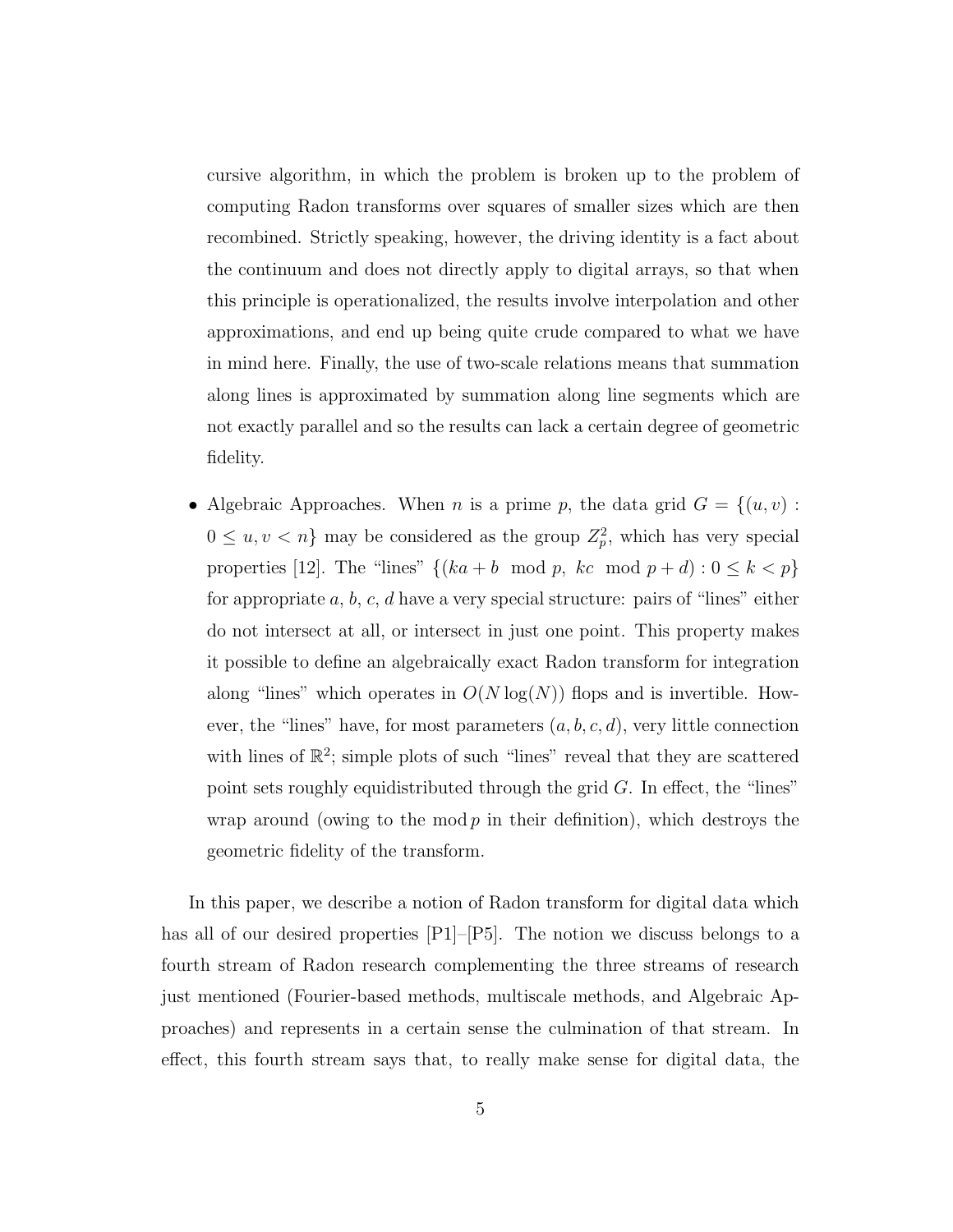cursive algorithm, in which the problem is broken up to the problem of computing Radon transforms over squares of smaller sizes which are then recombined. Strictly speaking, however, the driving identity is a fact about the continuum and does not directly apply to digital arrays, so that when this principle is operationalized, the results involve interpolation and other approximations, and end up being quite crude compared to what we have in mind here. Finally, the use of two-scale relations means that summation along lines is approximated by summation along line segments which are not exactly parallel and so the results can lack a certain degree of geometric fidelity.

- Algebraic Approaches. When $n$ is a prime $p$, the data grid $G = \{(u, v) : 0 \leq u, v < n\}$ may be considered as the group $Z_p^2$, which has very special properties [12]. The "lines" $\{(ka + b \mod p,\ kc \mod p + d) : 0 \leq k < p\}$ for appropriate $a$, $b$, $c$, $d$ have a very special structure: pairs of "lines" either do not intersect at all, or intersect in just one point. This property makes it possible to define an algebraically exact Radon transform for integration along "lines" which operates in $O(N \log(N))$ flops and is invertible. However, the "lines" have, for most parameters $(a, b, c, d)$, very little connection with lines of $\mathbb{R}^2$; simple plots of such "lines" reveal that they are scattered point sets roughly equidistributed through the grid $G$. In effect, the "lines" wrap around (owing to the $\bmod\, p$ in their definition), which destroys the geometric fidelity of the transform.

In this paper, we describe a notion of Radon transform for digital data which has all of our desired properties [P1]–[P5]. The notion we discuss belongs to a fourth stream of Radon research complementing the three streams of research just mentioned (Fourier-based methods, multiscale methods, and Algebraic Approaches) and represents in a certain sense the culmination of that stream. In effect, this fourth stream says that, to really make sense for digital data, the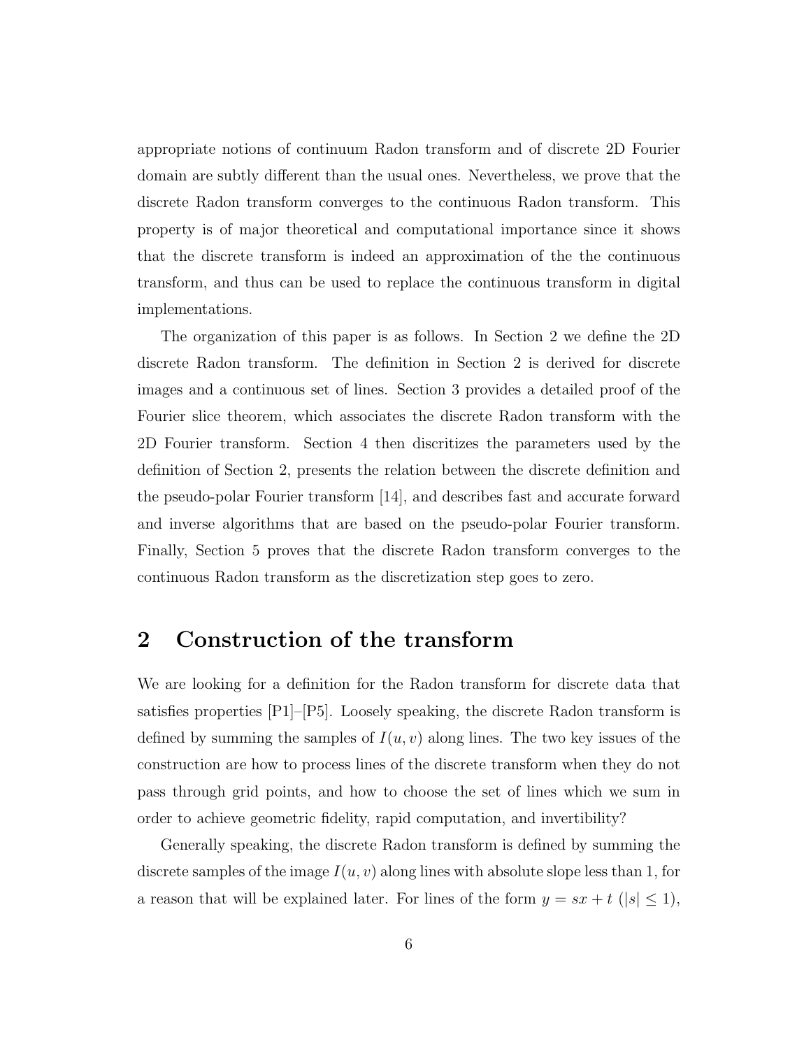appropriate notions of continuum Radon transform and of discrete 2D Fourier domain are subtly different than the usual ones. Nevertheless, we prove that the discrete Radon transform converges to the continuous Radon transform. This property is of major theoretical and computational importance since it shows that the discrete transform is indeed an approximation of the the continuous transform, and thus can be used to replace the continuous transform in digital implementations.

The organization of this paper is as follows. In Section 2 we define the 2D discrete Radon transform. The definition in Section 2 is derived for discrete images and a continuous set of lines. Section 3 provides a detailed proof of the Fourier slice theorem, which associates the discrete Radon transform with the 2D Fourier transform. Section 4 then discritizes the parameters used by the definition of Section 2, presents the relation between the discrete definition and the pseudo-polar Fourier transform [14], and describes fast and accurate forward and inverse algorithms that are based on the pseudo-polar Fourier transform. Finally, Section 5 proves that the discrete Radon transform converges to the continuous Radon transform as the discretization step goes to zero.

## 2 Construction of the transform

We are looking for a definition for the Radon transform for discrete data that satisfies properties [P1]–[P5]. Loosely speaking, the discrete Radon transform is defined by summing the samples of $I(u, v)$ along lines. The two key issues of the construction are how to process lines of the discrete transform when they do not pass through grid points, and how to choose the set of lines which we sum in order to achieve geometric fidelity, rapid computation, and invertibility?

Generally speaking, the discrete Radon transform is defined by summing the discrete samples of the image $I(u, v)$ along lines with absolute slope less than 1, for a reason that will be explained later. For lines of the form $y = sx + t$ ($|s| \leq 1$),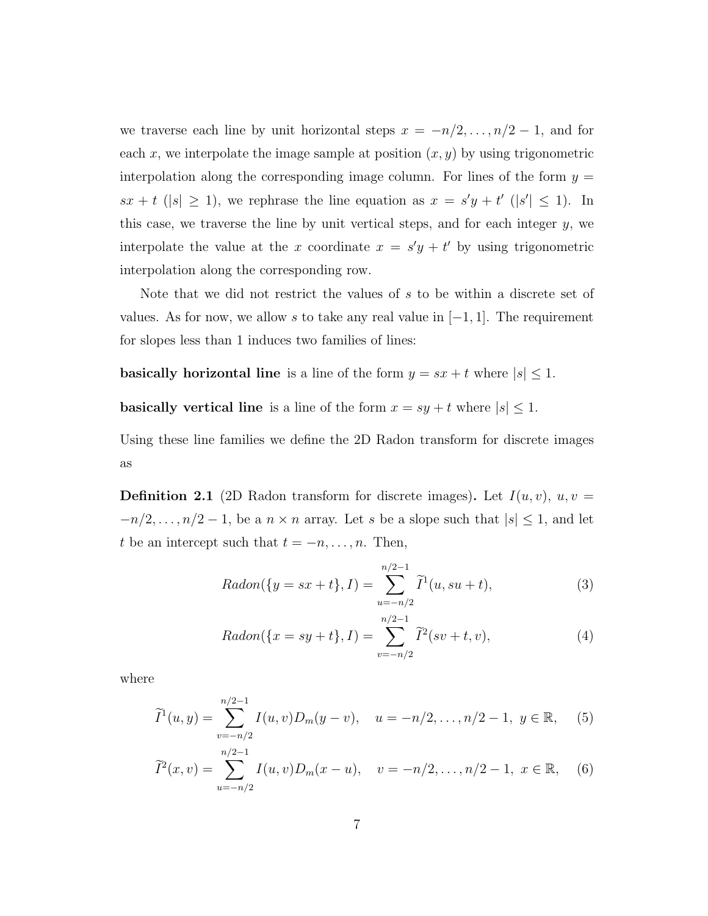we traverse each line by unit horizontal steps $x = -n/2, \ldots, n/2-1$, and for each $x$, we interpolate the image sample at position $(x, y)$ by using trigonometric interpolation along the corresponding image column. For lines of the form $y = sx + t$ ($|s| \geq 1$), we rephrase the line equation as $x = s'y + t'$ ($|s'| \leq 1$). In this case, we traverse the line by unit vertical steps, and for each integer $y$, we interpolate the value at the $x$ coordinate $x = s'y + t'$ by using trigonometric interpolation along the corresponding row.

Note that we did not restrict the values of $s$ to be within a discrete set of values. As for now, we allow $s$ to take any real value in $[-1, 1]$. The requirement for slopes less than 1 induces two families of lines:

**basically horizontal line** is a line of the form $y = sx + t$ where $|s| \leq 1$.

**basically vertical line** is a line of the form $x = sy + t$ where $|s| \leq 1$.

Using these line families we define the 2D Radon transform for discrete images as

**Definition 2.1** (2D Radon transform for discrete images)**.** Let $I(u, v)$, $u, v = -n/2, \ldots, n/2-1$, be a $n \times n$ array. Let $s$ be a slope such that $|s| \leq 1$, and let $t$ be an intercept such that $t = -n, \ldots, n$. Then,

$$Radon(\{y = sx + t\}, I) = \sum_{u=-n/2}^{n/2-1} \widetilde{I}^1(u, su + t), \tag{3}$$

$$Radon(\{x = sy + t\}, I) = \sum_{v=-n/2}^{n/2-1} \widetilde{I}^2(sv + t, v), \tag{4}$$

where

$$\widetilde{I}^1(u, y) = \sum_{v=-n/2}^{n/2-1} I(u, v) D_m(y - v), \quad u = -n/2, \ldots, n/2-1,\ y \in \mathbb{R}, \tag{5}$$

$$\widetilde{I}^2(x, v) = \sum_{u=-n/2}^{n/2-1} I(u, v) D_m(x - u), \quad v = -n/2, \ldots, n/2-1,\ x \in \mathbb{R}, \tag{6}$$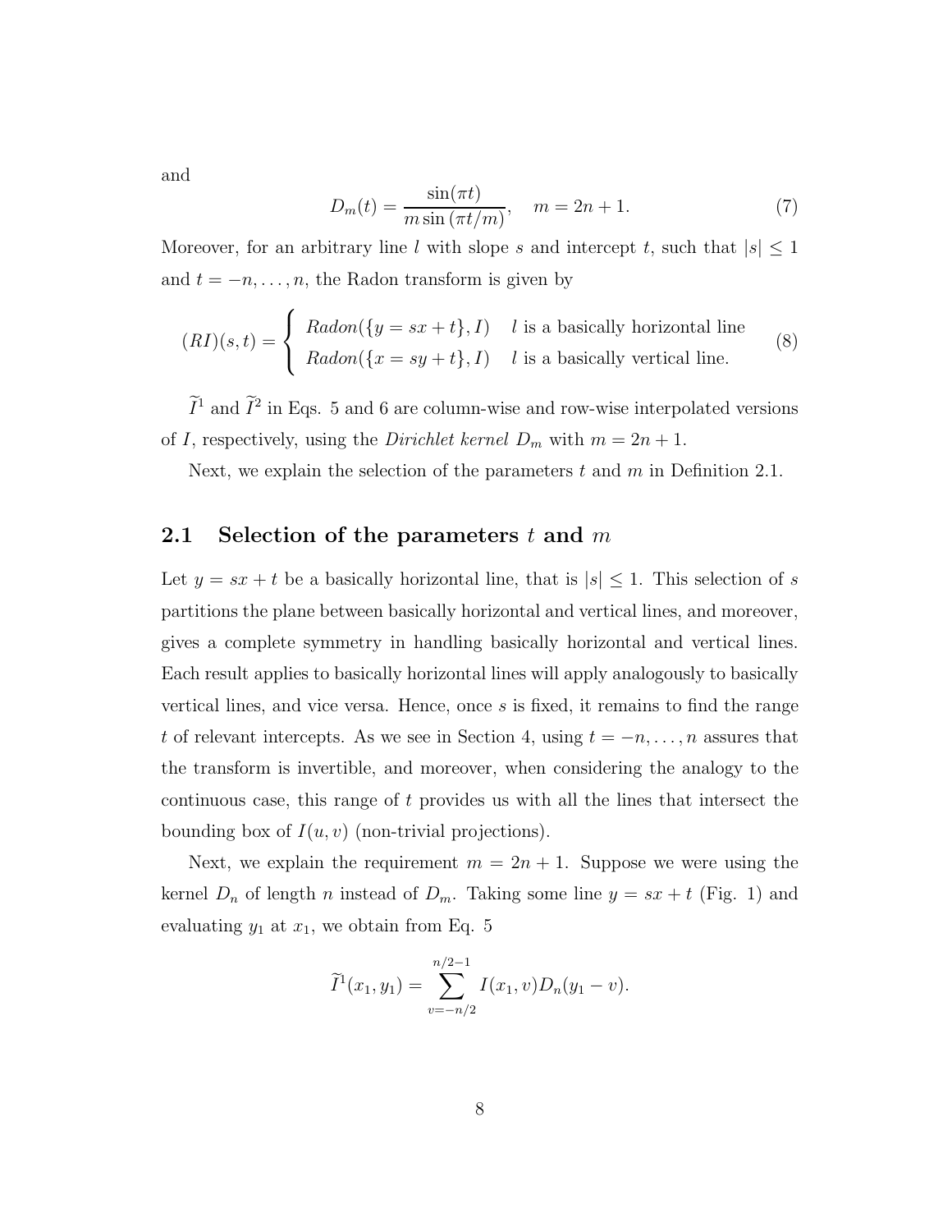and

$$D_m(t) = \frac{\sin(\pi t)}{m \sin(\pi t/m)}, \quad m = 2n + 1. \tag{7}$$

Moreover, for an arbitrary line $l$ with slope $s$ and intercept $t$, such that $|s| \leq 1$ and $t = -n, \ldots, n$, the Radon transform is given by

$$(RI)(s,t) = \begin{cases} Radon(\{y = sx + t\}, I) & l \text{ is a basically horizontal line} \\ Radon(\{x = sy + t\}, I) & l \text{ is a basically vertical line.} \end{cases} \tag{8}$$

$\widetilde{I}^1$ and $\widetilde{I}^2$ in Eqs. 5 and 6 are column-wise and row-wise interpolated versions of $I$, respectively, using the *Dirichlet kernel* $D_m$ with $m = 2n + 1$.

Next, we explain the selection of the parameters $t$ and $m$ in Definition 2.1.

## 2.1 Selection of the parameters $t$ and $m$

Let $y = sx + t$ be a basically horizontal line, that is $|s| \leq 1$. This selection of $s$ partitions the plane between basically horizontal and vertical lines, and moreover, gives a complete symmetry in handling basically horizontal and vertical lines. Each result applies to basically horizontal lines will apply analogously to basically vertical lines, and vice versa. Hence, once $s$ is fixed, it remains to find the range $t$ of relevant intercepts. As we see in Section 4, using $t = -n, \ldots, n$ assures that the transform is invertible, and moreover, when considering the analogy to the continuous case, this range of $t$ provides us with all the lines that intersect the bounding box of $I(u, v)$ (non-trivial projections).

Next, we explain the requirement $m = 2n + 1$. Suppose we were using the kernel $D_n$ of length $n$ instead of $D_m$. Taking some line $y = sx + t$ (Fig. 1) and evaluating $y_1$ at $x_1$, we obtain from Eq. 5

$$\widetilde{I}^1(x_1, y_1) = \sum_{v=-n/2}^{n/2-1} I(x_1, v) D_n(y_1 - v).$$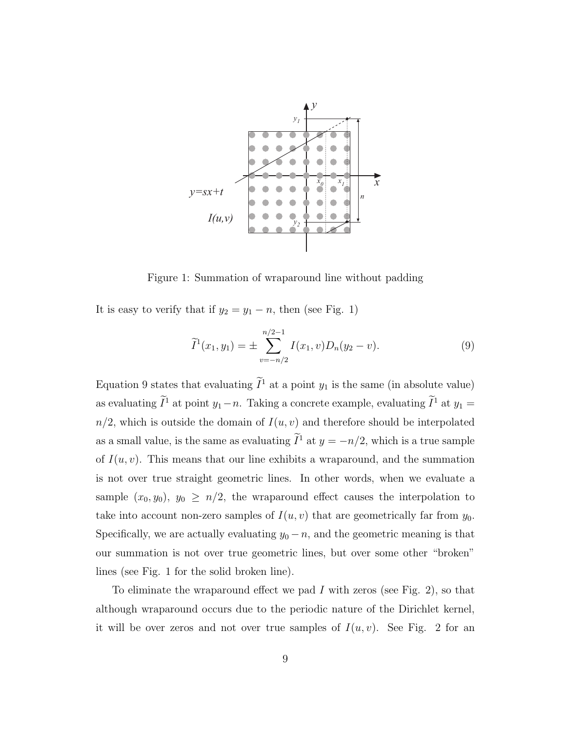Figure 1: Summation of wraparound line without padding

It is easy to verify that if $y_2 = y_1 - n$, then (see Fig. 1)

$$\widetilde{I}^1(x_1, y_1) = \pm \sum_{v=-n/2}^{n/2-1} I(x_1, v) D_n(y_2 - v). \tag{9}$$

Equation 9 states that evaluating $\widetilde{I}^1$ at a point $y_1$ is the same (in absolute value) as evaluating $\widetilde{I}^1$ at point $y_1 - n$. Taking a concrete example, evaluating $\widetilde{I}^1$ at $y_1 = n/2$, which is outside the domain of $I(u, v)$ and therefore should be interpolated as a small value, is the same as evaluating $\widetilde{I}^1$ at $y = -n/2$, which is a true sample of $I(u, v)$. This means that our line exhibits a wraparound, and the summation is not over true straight geometric lines. In other words, when we evaluate a sample $(x_0, y_0)$, $y_0 \geq n/2$, the wraparound effect causes the interpolation to take into account non-zero samples of $I(u, v)$ that are geometrically far from $y_0$. Specifically, we are actually evaluating $y_0 - n$, and the geometric meaning is that our summation is not over true geometric lines, but over some other "broken" lines (see Fig. 1 for the solid broken line).

To eliminate the wraparound effect we pad $I$ with zeros (see Fig. 2), so that although wraparound occurs due to the periodic nature of the Dirichlet kernel, it will be over zeros and not over true samples of $I(u, v)$. See Fig. 2 for an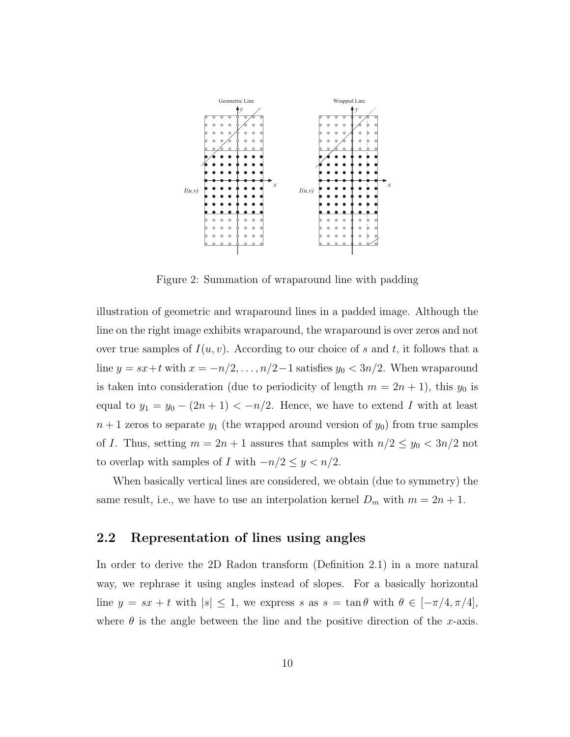Figure 2: Summation of wraparound line with padding

illustration of geometric and wraparound lines in a padded image. Although the line on the right image exhibits wraparound, the wraparound is over zeros and not over true samples of $I(u, v)$. According to our choice of $s$ and $t$, it follows that a line $y = sx+t$ with $x = -n/2, \ldots, n/2-1$ satisfies $y_0 < 3n/2$. When wraparound is taken into consideration (due to periodicity of length $m = 2n + 1$), this $y_0$ is equal to $y_1 = y_0 - (2n + 1) < -n/2$. Hence, we have to extend $I$ with at least $n + 1$ zeros to separate $y_1$ (the wrapped around version of $y_0$) from true samples of $I$. Thus, setting $m = 2n + 1$ assures that samples with $n/2 \leq y_0 < 3n/2$ not to overlap with samples of $I$ with $-n/2 \leq y < n/2$.

When basically vertical lines are considered, we obtain (due to symmetry) the same result, i.e., we have to use an interpolation kernel $D_m$ with $m = 2n + 1$.

## 2.2 Representation of lines using angles

In order to derive the 2D Radon transform (Definition 2.1) in a more natural way, we rephrase it using angles instead of slopes. For a basically horizontal line $y = sx + t$ with $|s| \leq 1$, we express $s$ as $s = \tan\theta$ with $\theta \in [-\pi/4, \pi/4]$, where $\theta$ is the angle between the line and the positive direction of the $x$-axis.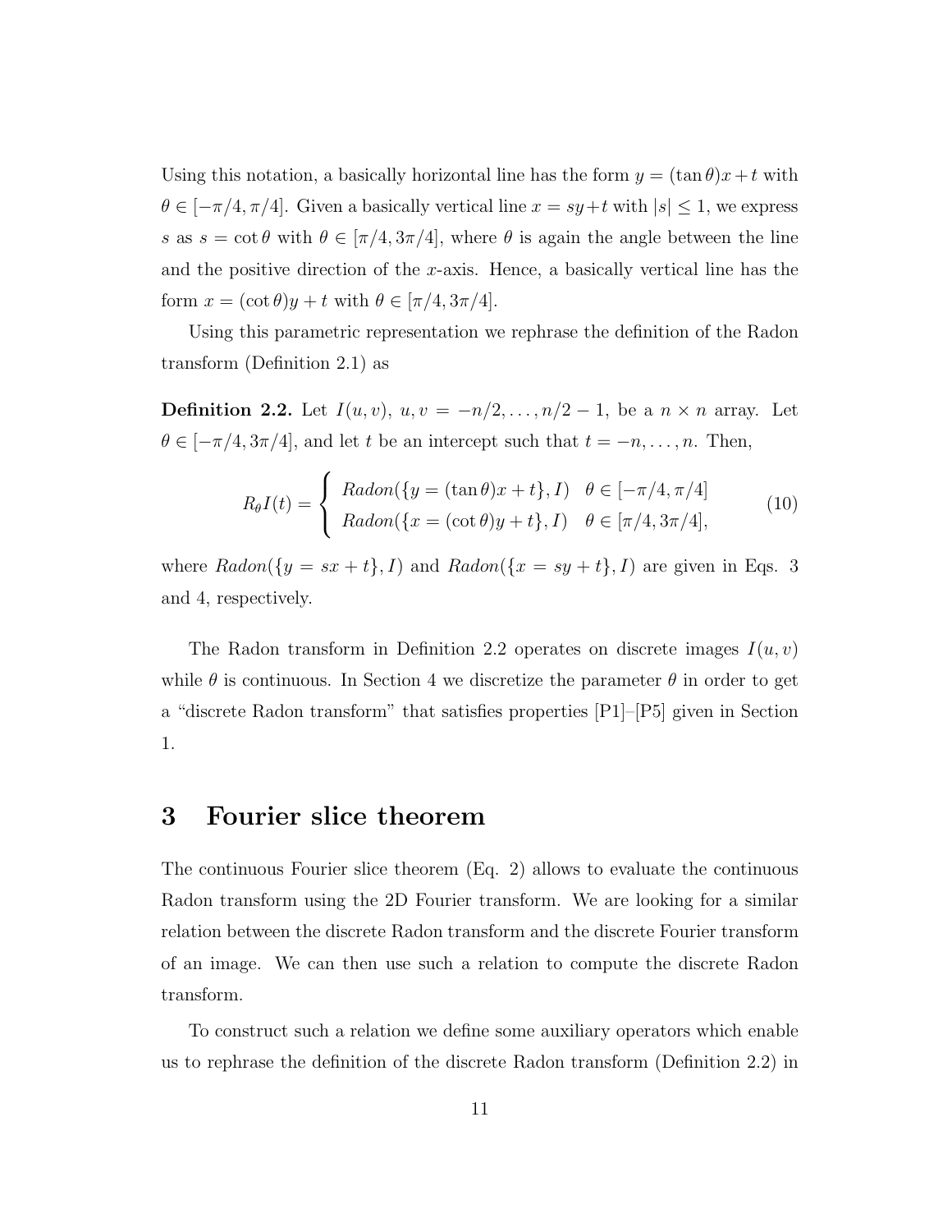Using this notation, a basically horizontal line has the form $y = (\tan\theta)x + t$ with $\theta \in [-\pi/4, \pi/4]$. Given a basically vertical line $x = sy + t$ with $|s| \leq 1$, we express $s$ as $s = \cot\theta$ with $\theta \in [\pi/4, 3\pi/4]$, where $\theta$ is again the angle between the line and the positive direction of the $x$-axis. Hence, a basically vertical line has the form $x = (\cot\theta)y + t$ with $\theta \in [\pi/4, 3\pi/4]$.

Using this parametric representation we rephrase the definition of the Radon transform (Definition 2.1) as

**Definition 2.2.** Let $I(u, v)$, $u, v = -n/2, \ldots, n/2 - 1$, be a $n \times n$ array. Let $\theta \in [-\pi/4, 3\pi/4]$, and let $t$ be an intercept such that $t = -n, \ldots, n$. Then,

$$R_\theta I(t) = \begin{cases} Radon(\{y = (\tan\theta)x + t\}, I) & \theta \in [-\pi/4, \pi/4] \\ Radon(\{x = (\cot\theta)y + t\}, I) & \theta \in [\pi/4, 3\pi/4], \end{cases} \tag{10}$$

where $Radon(\{y = sx + t\}, I)$ and $Radon(\{x = sy + t\}, I)$ are given in Eqs. 3 and 4, respectively.

The Radon transform in Definition 2.2 operates on discrete images $I(u, v)$ while $\theta$ is continuous. In Section 4 we discretize the parameter $\theta$ in order to get a "discrete Radon transform" that satisfies properties [P1]–[P5] given in Section 1.

# 3 Fourier slice theorem

The continuous Fourier slice theorem (Eq. 2) allows to evaluate the continuous Radon transform using the 2D Fourier transform. We are looking for a similar relation between the discrete Radon transform and the discrete Fourier transform of an image. We can then use such a relation to compute the discrete Radon transform.

To construct such a relation we define some auxiliary operators which enable us to rephrase the definition of the discrete Radon transform (Definition 2.2) in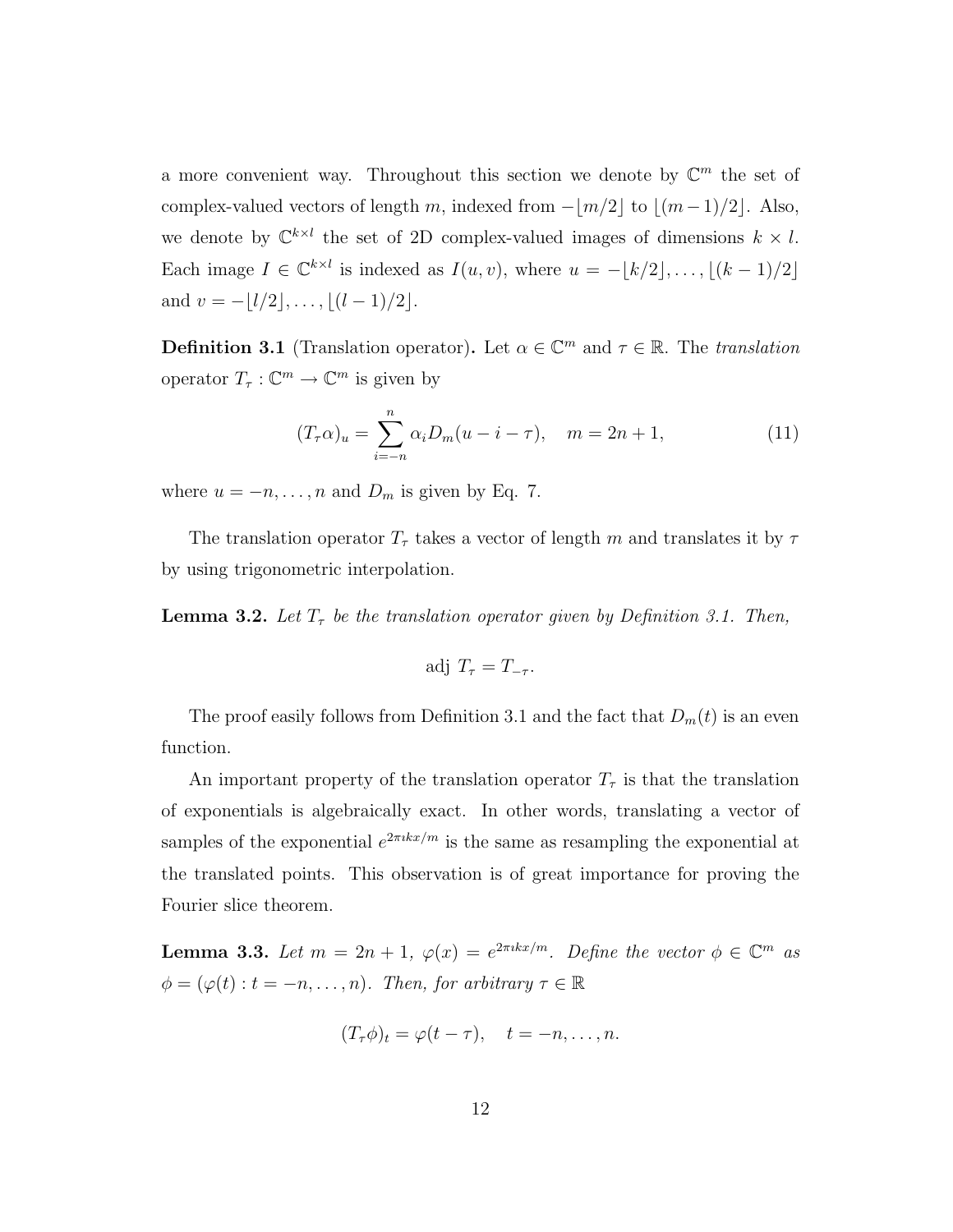a more convenient way. Throughout this section we denote by $\mathbb{C}^m$ the set of complex-valued vectors of length $m$, indexed from $-\lfloor m/2 \rfloor$ to $\lfloor (m-1)/2 \rfloor$. Also, we denote by $\mathbb{C}^{k \times l}$ the set of 2D complex-valued images of dimensions $k \times l$. Each image $I \in \mathbb{C}^{k \times l}$ is indexed as $I(u, v)$, where $u = -\lfloor k/2 \rfloor, \ldots, \lfloor (k-1)/2 \rfloor$ and $v = -\lfloor l/2 \rfloor, \ldots, \lfloor (l-1)/2 \rfloor$.

**Definition 3.1** (Translation operator)**.** Let $\alpha \in \mathbb{C}^m$ and $\tau \in \mathbb{R}$. The *translation* operator $T_\tau : \mathbb{C}^m \to \mathbb{C}^m$ is given by

$$(T_\tau \alpha)_u = \sum_{i=-n}^{n} \alpha_i D_m(u - i - \tau), \quad m = 2n + 1, \tag{11}$$

where $u = -n, \ldots, n$ and $D_m$ is given by Eq. 7.

The translation operator $T_\tau$ takes a vector of length $m$ and translates it by $\tau$ by using trigonometric interpolation.

**Lemma 3.2.** *Let $T_\tau$ be the translation operator given by Definition 3.1. Then,*

$$\text{adj } T_\tau = T_{-\tau}.$$

The proof easily follows from Definition 3.1 and the fact that $D_m(t)$ is an even function.

An important property of the translation operator $T_\tau$ is that the translation of exponentials is algebraically exact. In other words, translating a vector of samples of the exponential $e^{2\pi \imath k x/m}$ is the same as resampling the exponential at the translated points. This observation is of great importance for proving the Fourier slice theorem.

**Lemma 3.3.** *Let $m = 2n + 1$, $\varphi(x) = e^{2\pi \imath k x/m}$. Define the vector $\phi \in \mathbb{C}^m$ as $\phi = (\varphi(t) : t = -n, \ldots, n)$. Then, for arbitrary $\tau \in \mathbb{R}$*

$$(T_\tau \phi)_t = \varphi(t - \tau), \quad t = -n, \ldots, n.$$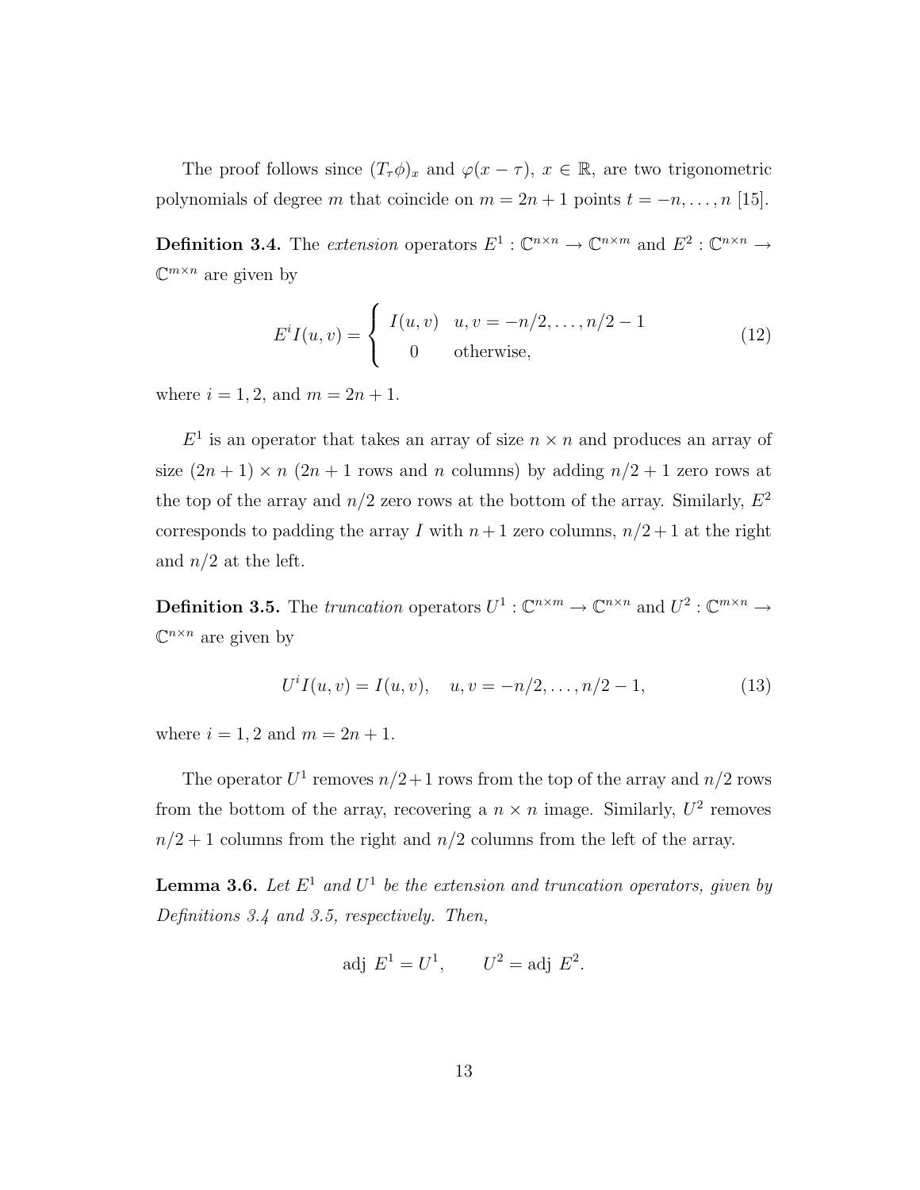The proof follows since $(T_\tau \phi)_x$ and $\varphi(x-\tau)$, $x \in \mathbb{R}$, are two trigonometric polynomials of degree $m$ that coincide on $m = 2n+1$ points $t = -n, \ldots, n$ [15].

**Definition 3.4.** The *extension* operators $E^1 : \mathbb{C}^{n \times n} \to \mathbb{C}^{n \times m}$ and $E^2 : \mathbb{C}^{n \times n} \to \mathbb{C}^{m \times n}$ are given by

$$E^i I(u,v) = \begin{cases} I(u,v) & u, v = -n/2, \ldots, n/2-1 \\ 0 & \text{otherwise,} \end{cases} \tag{12}$$

where $i = 1, 2$, and $m = 2n+1$.

$E^1$ is an operator that takes an array of size $n \times n$ and produces an array of size $(2n+1) \times n$ ($2n+1$ rows and $n$ columns) by adding $n/2+1$ zero rows at the top of the array and $n/2$ zero rows at the bottom of the array. Similarly, $E^2$ corresponds to padding the array $I$ with $n+1$ zero columns, $n/2+1$ at the right and $n/2$ at the left.

**Definition 3.5.** The *truncation* operators $U^1 : \mathbb{C}^{n \times m} \to \mathbb{C}^{n \times n}$ and $U^2 : \mathbb{C}^{m \times n} \to \mathbb{C}^{n \times n}$ are given by

$$U^i I(u,v) = I(u,v), \quad u, v = -n/2, \ldots, n/2-1, \tag{13}$$

where $i = 1, 2$ and $m = 2n+1$.

The operator $U^1$ removes $n/2+1$ rows from the top of the array and $n/2$ rows from the bottom of the array, recovering a $n \times n$ image. Similarly, $U^2$ removes $n/2+1$ columns from the right and $n/2$ columns from the left of the array.

**Lemma 3.6.** *Let $E^1$ and $U^1$ be the extension and truncation operators, given by Definitions 3.4 and 3.5, respectively. Then,*

$$\text{adj } E^1 = U^1, \qquad U^2 = \text{adj } E^2.$$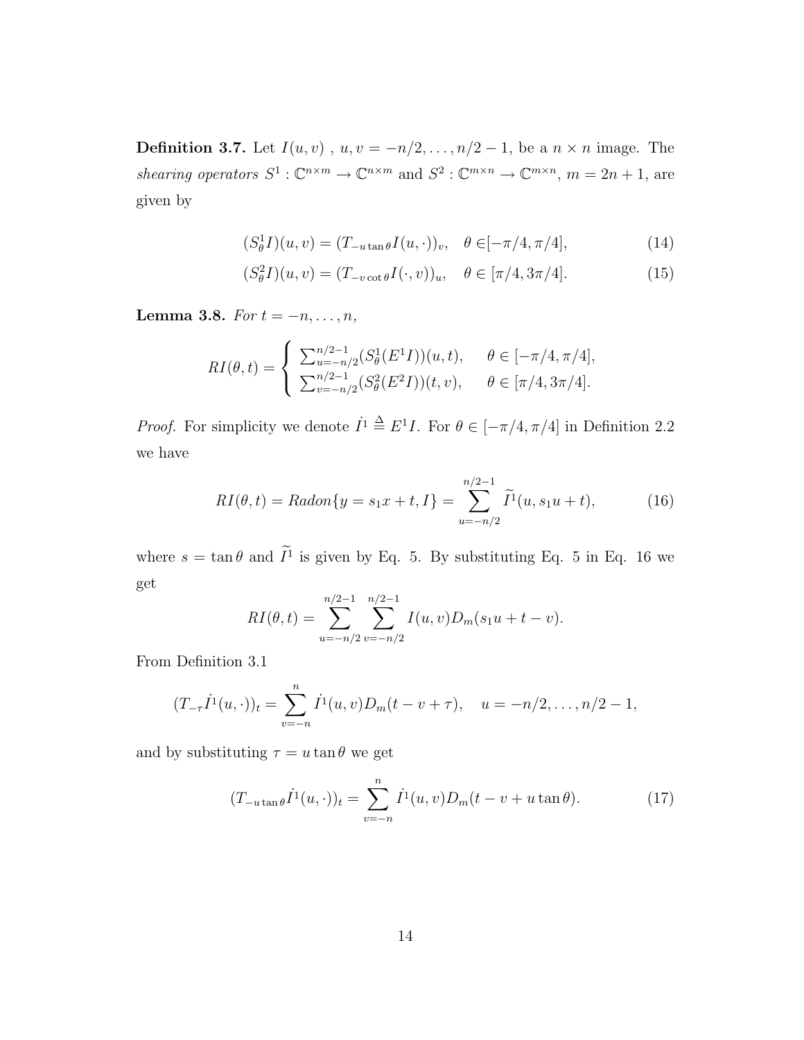**Definition 3.7.** Let $I(u, v)$ , $u, v = -n/2, \ldots, n/2-1$, be a $n \times n$ image. The *shearing operators* $S^1 : \mathbb{C}^{n\times m} \to \mathbb{C}^{n\times m}$ and $S^2 : \mathbb{C}^{m\times n} \to \mathbb{C}^{m\times n}$, $m = 2n+1$, are given by

$$(S^1_\theta I)(u, v) = (T_{-u\tan\theta} I(u, \cdot))_v, \quad \theta \in [-\pi/4, \pi/4], \tag{14}$$

$$(S^2_\theta I)(u, v) = (T_{-v\cot\theta} I(\cdot, v))_u, \quad \theta \in [\pi/4, 3\pi/4]. \tag{15}$$

**Lemma 3.8.** *For* $t = -n, \ldots, n$,

$$RI(\theta, t) = \begin{cases} \sum_{u=-n/2}^{n/2-1} (S^1_\theta(E^1 I))(u, t), & \theta \in [-\pi/4, \pi/4], \\ \sum_{v=-n/2}^{n/2-1} (S^2_\theta(E^2 I))(t, v), & \theta \in [\pi/4, 3\pi/4]. \end{cases}$$

*Proof.* For simplicity we denote $\dot{I}^1 \triangleq E^1 I$. For $\theta \in [-\pi/4, \pi/4]$ in Definition 2.2 we have

$$RI(\theta, t) = Radon\{y = s_1 x + t, I\} = \sum_{u=-n/2}^{n/2-1} \widetilde{I}^1(u, s_1 u + t), \tag{16}$$

where $s = \tan\theta$ and $\widetilde{I}^1$ is given by Eq. 5. By substituting Eq. 5 in Eq. 16 we get

$$RI(\theta, t) = \sum_{u=-n/2}^{n/2-1} \sum_{v=-n/2}^{n/2-1} I(u, v) D_m(s_1 u + t - v).$$

From Definition 3.1

$$(T_{-\tau} \dot{I}^1(u, \cdot))_t = \sum_{v=-n}^{n} \dot{I}^1(u, v) D_m(t - v + \tau), \quad u = -n/2, \ldots, n/2-1,$$

and by substituting $\tau = u\tan\theta$ we get

$$(T_{-u\tan\theta} \dot{I}^1(u, \cdot))_t = \sum_{v=-n}^{n} \dot{I}^1(u, v) D_m(t - v + u\tan\theta). \tag{17}$$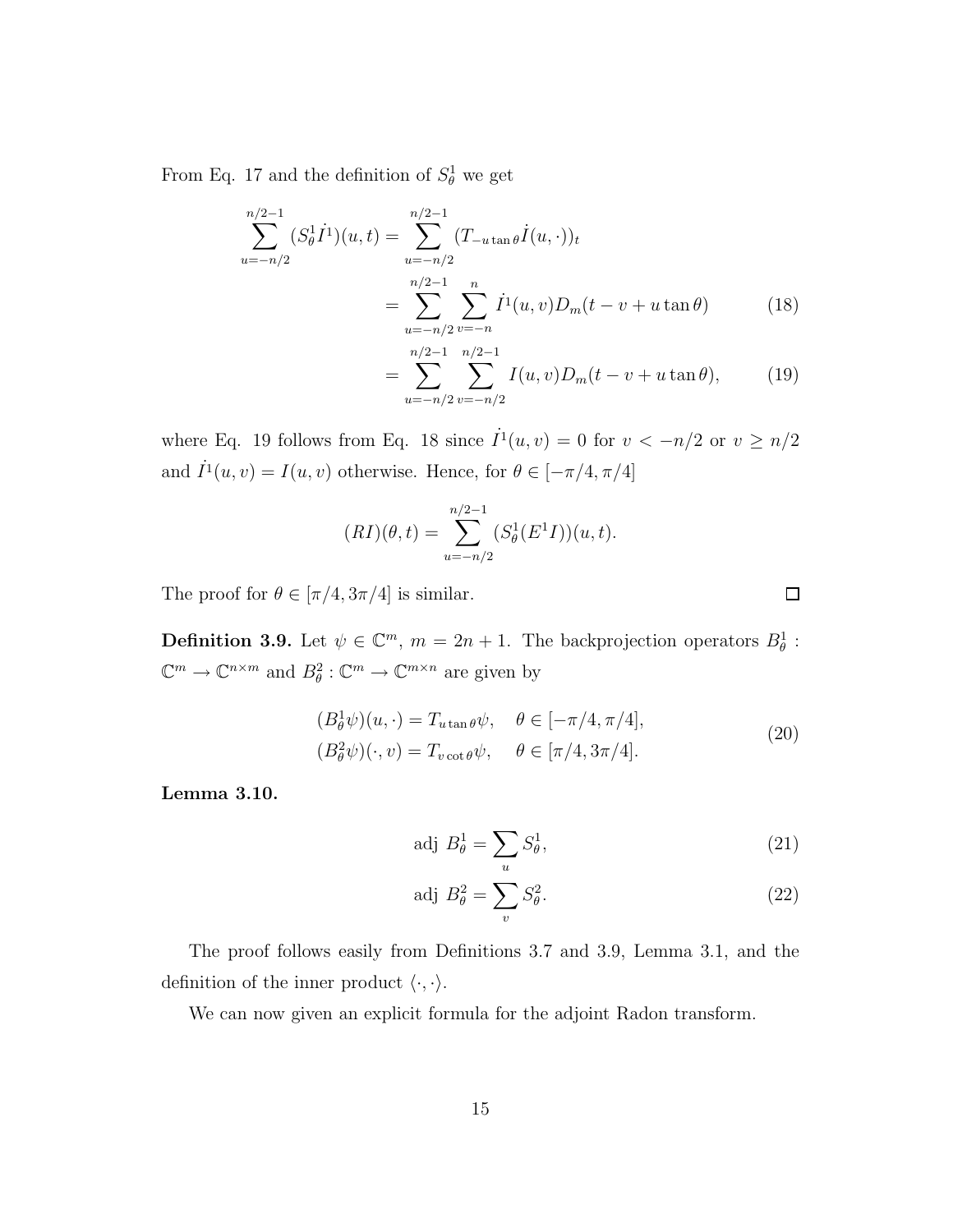From Eq. 17 and the definition of $S^1_\theta$ we get

$$
\begin{aligned}
\sum_{u=-n/2}^{n/2-1} (S^1_\theta \dot{I}^1)(u,t) &= \sum_{u=-n/2}^{n/2-1} (T_{-u\tan\theta}\dot{I}(u,\cdot))_t \\
&= \sum_{u=-n/2}^{n/2-1} \sum_{v=-n}^{n} \dot{I}^1(u,v) D_m(t - v + u\tan\theta) \qquad (18) \\
&= \sum_{u=-n/2}^{n/2-1} \sum_{v=-n/2}^{n/2-1} I(u,v) D_m(t - v + u\tan\theta), \qquad (19)
\end{aligned}
$$

where Eq. 19 follows from Eq. 18 since $\dot{I}^1(u,v) = 0$ for $v < -n/2$ or $v \geq n/2$ and $\dot{I}^1(u,v) = I(u,v)$ otherwise. Hence, for $\theta \in [-\pi/4, \pi/4]$

$$
(RI)(\theta, t) = \sum_{u=-n/2}^{n/2-1} (S^1_\theta(E^1 I))(u,t).
$$

The proof for $\theta \in [\pi/4, 3\pi/4]$ is similar. □

**Definition 3.9.** Let $\psi \in \mathbb{C}^m$, $m = 2n+1$. The backprojection operators $B^1_\theta : \mathbb{C}^m \to \mathbb{C}^{n \times m}$ and $B^2_\theta : \mathbb{C}^m \to \mathbb{C}^{m \times n}$ are given by

$$
\begin{aligned}
(B^1_\theta \psi)(u,\cdot) &= T_{u\tan\theta}\psi, \quad \theta \in [-\pi/4, \pi/4], \\
(B^2_\theta \psi)(\cdot,v) &= T_{v\cot\theta}\psi, \quad \theta \in [\pi/4, 3\pi/4].
\end{aligned} \qquad (20)
$$

**Lemma 3.10.**

$$
\text{adj } B^1_\theta = \sum_u S^1_\theta, \qquad (21)
$$

$$
\text{adj } B^2_\theta = \sum_v S^2_\theta. \qquad (22)
$$

The proof follows easily from Definitions 3.7 and 3.9, Lemma 3.1, and the definition of the inner product $\langle \cdot, \cdot \rangle$.

We can now given an explicit formula for the adjoint Radon transform.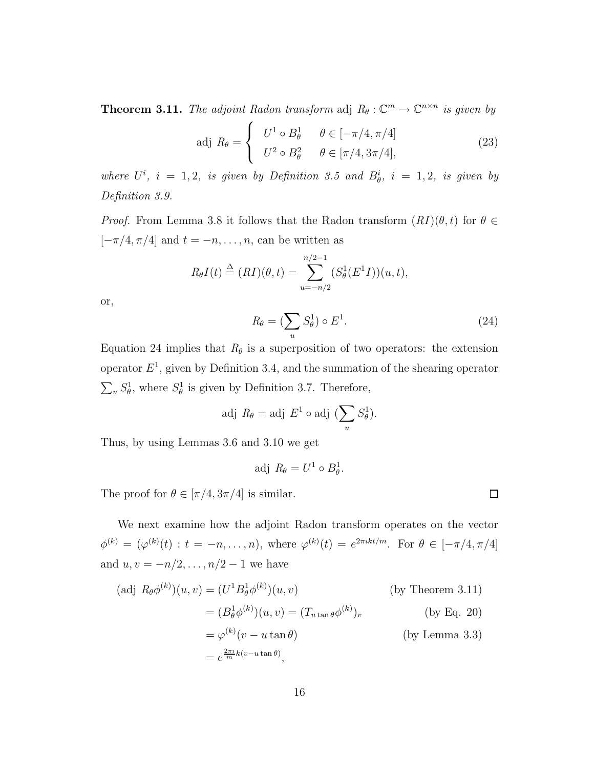**Theorem 3.11.** *The adjoint Radon transform* adj $R_\theta : \mathbb{C}^m \to \mathbb{C}^{n\times n}$ *is given by*

$$\text{adj } R_\theta = \begin{cases} U^1 \circ B^1_\theta & \theta \in [-\pi/4, \pi/4] \\ U^2 \circ B^2_\theta & \theta \in [\pi/4, 3\pi/4], \end{cases} \tag{23}$$

*where* $U^i$*,* $i = 1, 2$*, is given by Definition 3.5 and* $B^i_\theta$*,* $i = 1, 2$*, is given by Definition 3.9.*

*Proof.* From Lemma 3.8 it follows that the Radon transform $(RI)(\theta, t)$ for $\theta \in [-\pi/4, \pi/4]$ and $t = -n, \ldots, n$, can be written as

$$R_\theta I(t) \triangleq (RI)(\theta, t) = \sum_{u=-n/2}^{n/2-1} (S^1_\theta(E^1 I))(u, t),$$

or,

$$R_\theta = (\sum_u S^1_\theta) \circ E^1. \tag{24}$$

Equation 24 implies that $R_\theta$ is a superposition of two operators: the extension operator $E^1$, given by Definition 3.4, and the summation of the shearing operator $\sum_u S^1_\theta$, where $S^1_\theta$ is given by Definition 3.7. Therefore,

$$\text{adj } R_\theta = \text{adj } E^1 \circ \text{adj } (\sum_u S^1_\theta).$$

Thus, by using Lemmas 3.6 and 3.10 we get

$$\text{adj } R_\theta = U^1 \circ B^1_\theta.$$

The proof for $\theta \in [\pi/4, 3\pi/4]$ is similar. $\square$

We next examine how the adjoint Radon transform operates on the vector $\phi^{(k)} = (\varphi^{(k)}(t) : t = -n, \ldots, n)$, where $\varphi^{(k)}(t) = e^{2\pi\imath kt/m}$. For $\theta \in [-\pi/4, \pi/4]$ and $u, v = -n/2, \ldots, n/2 - 1$ we have

$$\begin{aligned}
(\text{adj } R_\theta \phi^{(k)})(u, v) &= (U^1 B^1_\theta \phi^{(k)})(u, v) && \text{(by Theorem 3.11)} \\
&= (B^1_\theta \phi^{(k)})(u, v) = (T_{u \tan\theta} \phi^{(k)})_v && \text{(by Eq. 20)} \\
&= \varphi^{(k)}(v - u \tan\theta) && \text{(by Lemma 3.3)} \\
&= e^{\frac{2\pi\imath}{m} k (v - u\tan\theta)},
\end{aligned}$$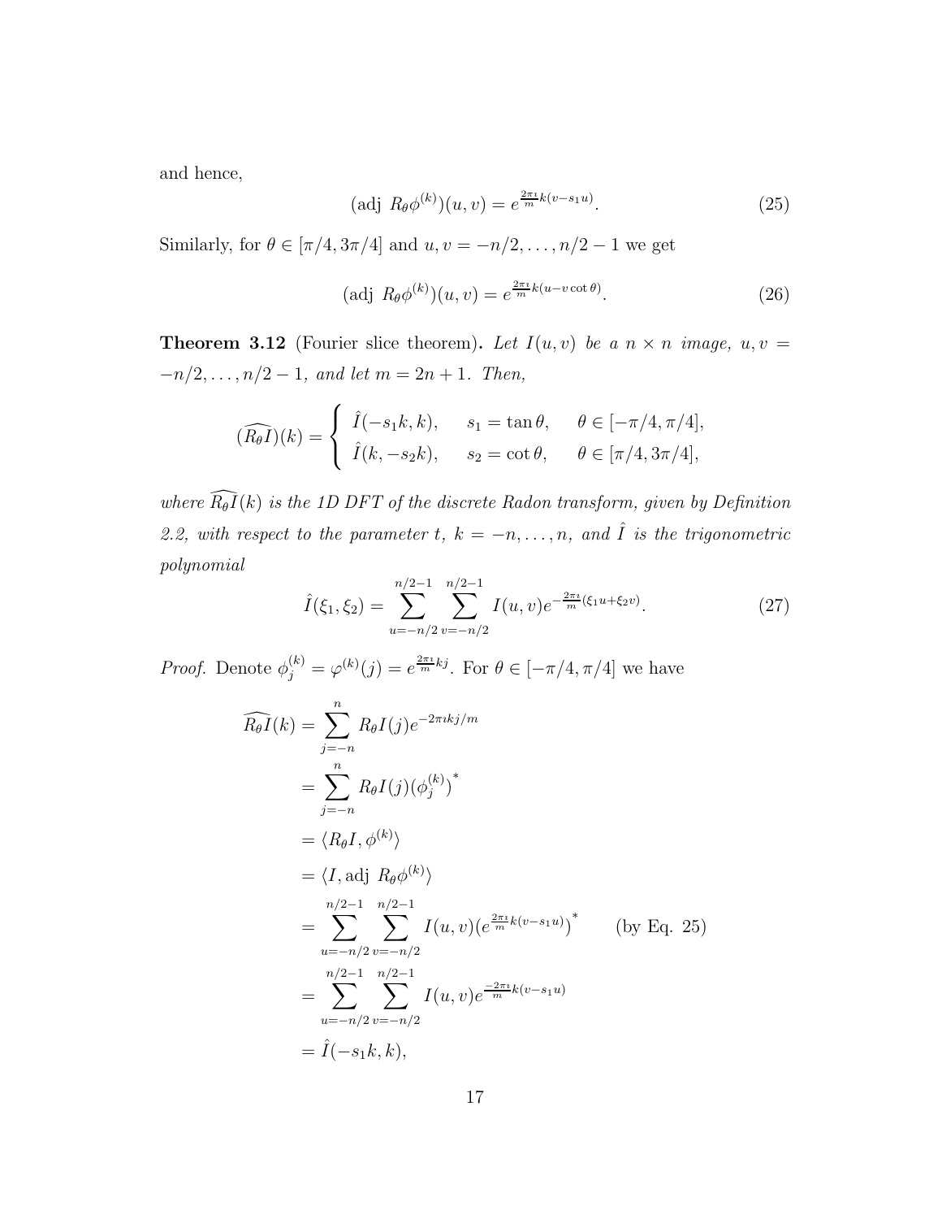and hence,

$$(\text{adj } R_\theta \phi^{(k)})(u,v) = e^{\frac{2\pi\imath}{m}k(v-s_1 u)}. \tag{25}$$

Similarly, for $\theta \in [\pi/4, 3\pi/4]$ and $u,v = -n/2,\dots,n/2-1$ we get

$$(\text{adj } R_\theta \phi^{(k)})(u,v) = e^{\frac{2\pi\imath}{m}k(u-v\cot\theta)}. \tag{26}$$

**Theorem 3.12** (Fourier slice theorem)**.** *Let $I(u,v)$ be a $n \times n$ image, $u,v = -n/2,\dots,n/2-1$, and let $m = 2n+1$. Then,*

$$(\widehat{R_\theta I})(k) = \begin{cases} \hat{I}(-s_1 k, k), & s_1 = \tan\theta, \quad \theta \in [-\pi/4, \pi/4], \\ \hat{I}(k, -s_2 k), & s_2 = \cot\theta, \quad \theta \in [\pi/4, 3\pi/4], \end{cases}$$

*where $\widehat{R_\theta I}(k)$ is the 1D DFT of the discrete Radon transform, given by Definition 2.2, with respect to the parameter $t$, $k = -n,\dots,n$, and $\hat{I}$ is the trigonometric polynomial*

$$\hat{I}(\xi_1,\xi_2) = \sum_{u=-n/2}^{n/2-1} \sum_{v=-n/2}^{n/2-1} I(u,v) e^{-\frac{2\pi\imath}{m}(\xi_1 u + \xi_2 v)}. \tag{27}$$

*Proof.* Denote $\phi_j^{(k)} = \varphi^{(k)}(j) = e^{\frac{2\pi\imath}{m}kj}$. For $\theta \in [-\pi/4, \pi/4]$ we have

$$\begin{aligned}
\widehat{R_\theta I}(k) &= \sum_{j=-n}^{n} R_\theta I(j) e^{-2\pi\imath kj/m} \\
&= \sum_{j=-n}^{n} R_\theta I(j) (\phi_j^{(k)})^* \\
&= \langle R_\theta I, \phi^{(k)} \rangle \\
&= \langle I, \text{adj } R_\theta \phi^{(k)} \rangle \\
&= \sum_{u=-n/2}^{n/2-1} \sum_{v=-n/2}^{n/2-1} I(u,v) (e^{\frac{2\pi\imath}{m}k(v-s_1 u)})^* \qquad \text{(by Eq. 25)} \\
&= \sum_{u=-n/2}^{n/2-1} \sum_{v=-n/2}^{n/2-1} I(u,v) e^{\frac{-2\pi\imath}{m}k(v-s_1 u)} \\
&= \hat{I}(-s_1 k, k),
\end{aligned}$$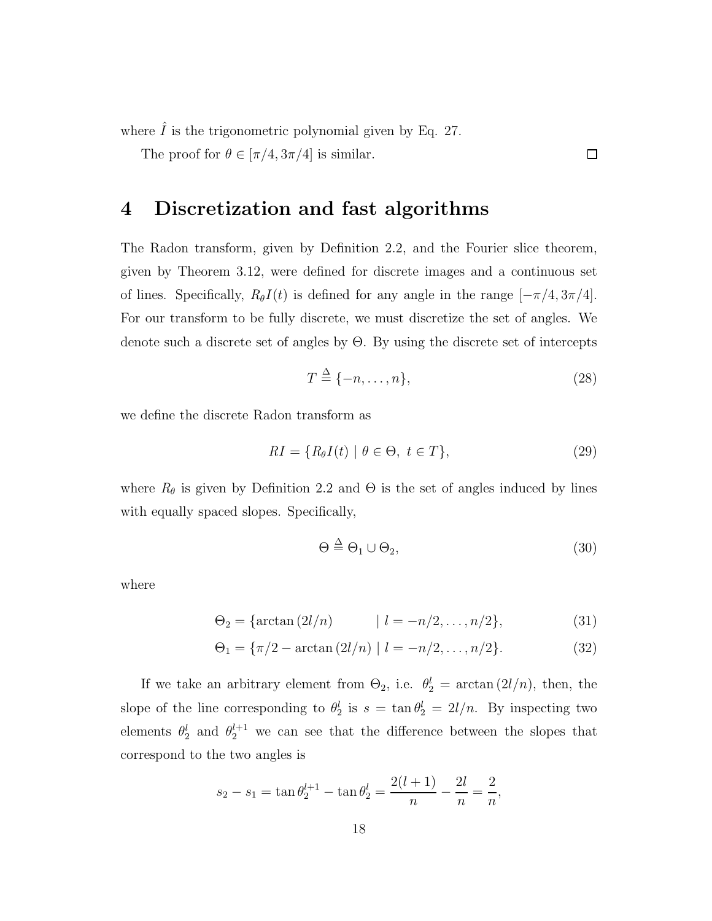where $\hat{I}$ is the trigonometric polynomial given by Eq. 27.

The proof for $\theta \in [\pi/4, 3\pi/4]$ is similar. $\square$

# 4 Discretization and fast algorithms

The Radon transform, given by Definition 2.2, and the Fourier slice theorem, given by Theorem 3.12, were defined for discrete images and a continuous set of lines. Specifically, $R_\theta I(t)$ is defined for any angle in the range $[-\pi/4, 3\pi/4]$. For our transform to be fully discrete, we must discretize the set of angles. We denote such a discrete set of angles by $\Theta$. By using the discrete set of intercepts

$$T \triangleq \{-n, \ldots, n\}, \tag{28}$$

we define the discrete Radon transform as

$$RI = \{R_\theta I(t) \mid \theta \in \Theta,\ t \in T\}, \tag{29}$$

where $R_\theta$ is given by Definition 2.2 and $\Theta$ is the set of angles induced by lines with equally spaced slopes. Specifically,

$$\Theta \triangleq \Theta_1 \cup \Theta_2, \tag{30}$$

where

$$\Theta_2 = \{\arctan(2l/n) \qquad \mid l = -n/2, \ldots, n/2\}, \tag{31}$$

$$\Theta_1 = \{\pi/2 - \arctan(2l/n) \mid l = -n/2, \ldots, n/2\}. \tag{32}$$

If we take an arbitrary element from $\Theta_2$, i.e. $\theta_2^l = \arctan(2l/n)$, then, the slope of the line corresponding to $\theta_2^l$ is $s = \tan\theta_2^l = 2l/n$. By inspecting two elements $\theta_2^l$ and $\theta_2^{l+1}$ we can see that the difference between the slopes that correspond to the two angles is

$$s_2 - s_1 = \tan\theta_2^{l+1} - \tan\theta_2^l = \frac{2(l+1)}{n} - \frac{2l}{n} = \frac{2}{n},$$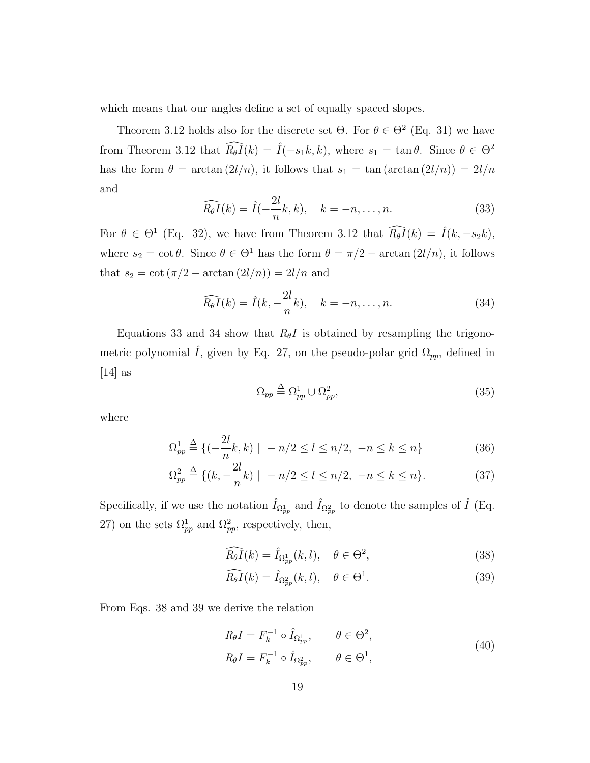which means that our angles define a set of equally spaced slopes.

Theorem 3.12 holds also for the discrete set $\Theta$. For $\theta \in \Theta^2$ (Eq. 31) we have from Theorem 3.12 that $\widehat{R_\theta I}(k) = \hat{I}(-s_1 k, k)$, where $s_1 = \tan\theta$. Since $\theta \in \Theta^2$ has the form $\theta = \arctan(2l/n)$, it follows that $s_1 = \tan(\arctan(2l/n)) = 2l/n$ and

$$\widehat{R_\theta I}(k) = \hat{I}(-\frac{2l}{n}k, k), \quad k = -n, \ldots, n. \tag{33}$$

For $\theta \in \Theta^1$ (Eq. 32), we have from Theorem 3.12 that $\widehat{R_\theta I}(k) = \hat{I}(k, -s_2 k)$, where $s_2 = \cot\theta$. Since $\theta \in \Theta^1$ has the form $\theta = \pi/2 - \arctan(2l/n)$, it follows that $s_2 = \cot(\pi/2 - \arctan(2l/n)) = 2l/n$ and

$$\widehat{R_\theta I}(k) = \hat{I}(k, -\frac{2l}{n}k), \quad k = -n, \ldots, n. \tag{34}$$

Equations 33 and 34 show that $R_\theta I$ is obtained by resampling the trigonometric polynomial $\hat{I}$, given by Eq. 27, on the pseudo-polar grid $\Omega_{pp}$, defined in [14] as

$$\Omega_{pp} \triangleq \Omega_{pp}^1 \cup \Omega_{pp}^2, \tag{35}$$

where

$$\Omega_{pp}^1 \triangleq \{(-\frac{2l}{n}k, k) \mid -n/2 \le l \le n/2, \ -n \le k \le n\} \tag{36}$$

$$\Omega_{pp}^2 \triangleq \{(k, -\frac{2l}{n}k) \mid -n/2 \le l \le n/2, \ -n \le k \le n\}. \tag{37}$$

Specifically, if we use the notation $\hat{I}_{\Omega_{pp}^1}$ and $\hat{I}_{\Omega_{pp}^2}$ to denote the samples of $\hat{I}$ (Eq. 27) on the sets $\Omega_{pp}^1$ and $\Omega_{pp}^2$, respectively, then,

$$\widehat{R_\theta I}(k) = \hat{I}_{\Omega_{pp}^1}(k, l), \quad \theta \in \Theta^2, \tag{38}$$

$$\widehat{R_\theta I}(k) = \hat{I}_{\Omega_{pp}^2}(k, l), \quad \theta \in \Theta^1. \tag{39}$$

From Eqs. 38 and 39 we derive the relation

$$\begin{aligned} R_\theta I &= F_k^{-1} \circ \hat{I}_{\Omega_{pp}^1}, \qquad \theta \in \Theta^2, \\ R_\theta I &= F_k^{-1} \circ \hat{I}_{\Omega_{pp}^2}, \qquad \theta \in \Theta^1, \end{aligned} \tag{40}$$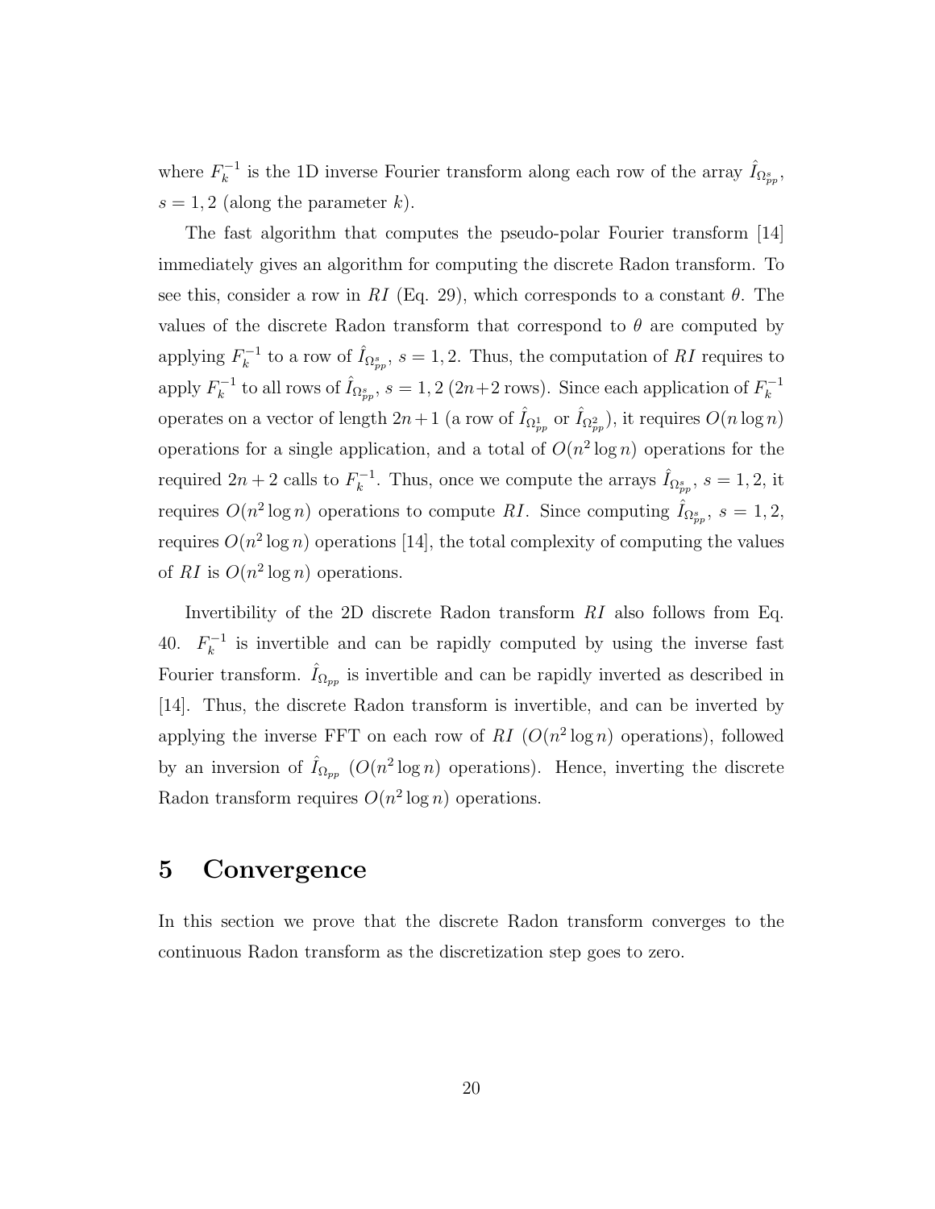where $F_k^{-1}$ is the 1D inverse Fourier transform along each row of the array $\hat{I}_{\Omega_{pp}^s}$, $s = 1, 2$ (along the parameter $k$).

The fast algorithm that computes the pseudo-polar Fourier transform [14] immediately gives an algorithm for computing the discrete Radon transform. To see this, consider a row in $RI$ (Eq. 29), which corresponds to a constant $\theta$. The values of the discrete Radon transform that correspond to $\theta$ are computed by applying $F_k^{-1}$ to a row of $\hat{I}_{\Omega_{pp}^s}$, $s = 1, 2$. Thus, the computation of $RI$ requires to apply $F_k^{-1}$ to all rows of $\hat{I}_{\Omega_{pp}^s}$, $s = 1, 2$ ($2n+2$ rows). Since each application of $F_k^{-1}$ operates on a vector of length $2n+1$ (a row of $\hat{I}_{\Omega_{pp}^1}$ or $\hat{I}_{\Omega_{pp}^2}$), it requires $O(n \log n)$ operations for a single application, and a total of $O(n^2 \log n)$ operations for the required $2n + 2$ calls to $F_k^{-1}$. Thus, once we compute the arrays $\hat{I}_{\Omega_{pp}^s}$, $s = 1, 2$, it requires $O(n^2 \log n)$ operations to compute $RI$. Since computing $\hat{I}_{\Omega_{pp}^s}$, $s = 1, 2$, requires $O(n^2 \log n)$ operations [14], the total complexity of computing the values of $RI$ is $O(n^2 \log n)$ operations.

Invertibility of the 2D discrete Radon transform $RI$ also follows from Eq. 40. $F_k^{-1}$ is invertible and can be rapidly computed by using the inverse fast Fourier transform. $\hat{I}_{\Omega_{pp}}$ is invertible and can be rapidly inverted as described in [14]. Thus, the discrete Radon transform is invertible, and can be inverted by applying the inverse FFT on each row of $RI$ ($O(n^2 \log n)$ operations), followed by an inversion of $\hat{I}_{\Omega_{pp}}$ ($O(n^2 \log n)$ operations). Hence, inverting the discrete Radon transform requires $O(n^2 \log n)$ operations.

# 5 Convergence

In this section we prove that the discrete Radon transform converges to the continuous Radon transform as the discretization step goes to zero.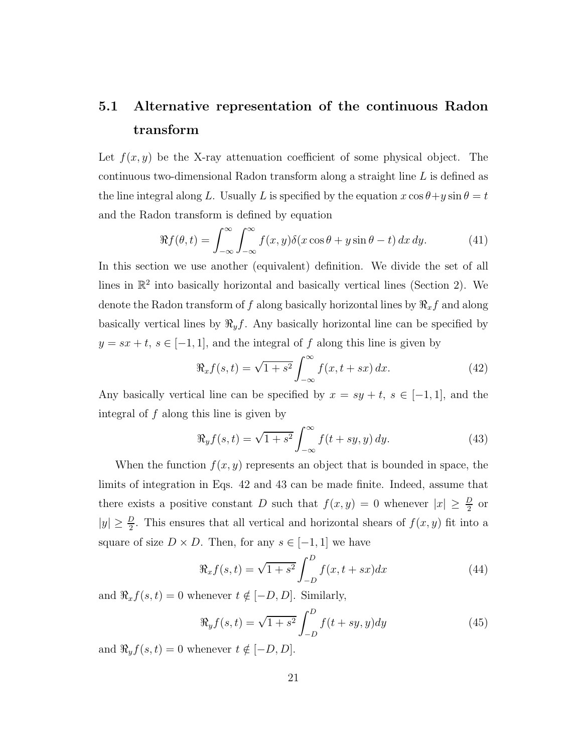## 5.1 Alternative representation of the continuous Radon transform

Let $f(x, y)$ be the X-ray attenuation coefficient of some physical object. The continuous two-dimensional Radon transform along a straight line $L$ is defined as the line integral along $L$. Usually $L$ is specified by the equation $x \cos\theta + y \sin\theta = t$ and the Radon transform is defined by equation

$$\Re f(\theta, t) = \int_{-\infty}^{\infty}\int_{-\infty}^{\infty} f(x, y)\delta(x\cos\theta + y\sin\theta - t)\, dx\, dy. \tag{41}$$

In this section we use another (equivalent) definition. We divide the set of all lines in $\mathbb{R}^2$ into basically horizontal and basically vertical lines (Section 2). We denote the Radon transform of $f$ along basically horizontal lines by $\Re_x f$ and along basically vertical lines by $\Re_y f$. Any basically horizontal line can be specified by $y = sx + t$, $s \in [-1, 1]$, and the integral of $f$ along this line is given by

$$\Re_x f(s, t) = \sqrt{1 + s^2}\int_{-\infty}^{\infty} f(x, t + sx)\, dx. \tag{42}$$

Any basically vertical line can be specified by $x = sy + t$, $s \in [-1, 1]$, and the integral of $f$ along this line is given by

$$\Re_y f(s, t) = \sqrt{1 + s^2}\int_{-\infty}^{\infty} f(t + sy, y)\, dy. \tag{43}$$

When the function $f(x, y)$ represents an object that is bounded in space, the limits of integration in Eqs. 42 and 43 can be made finite. Indeed, assume that there exists a positive constant $D$ such that $f(x, y) = 0$ whenever $|x| \geq \frac{D}{2}$ or $|y| \geq \frac{D}{2}$. This ensures that all vertical and horizontal shears of $f(x, y)$ fit into a square of size $D \times D$. Then, for any $s \in [-1, 1]$ we have

$$\Re_x f(s, t) = \sqrt{1 + s^2}\int_{-D}^{D} f(x, t + sx)dx \tag{44}$$

and $\Re_x f(s, t) = 0$ whenever $t \notin [-D, D]$. Similarly,

$$\Re_y f(s, t) = \sqrt{1 + s^2}\int_{-D}^{D} f(t + sy, y)dy \tag{45}$$

and $\Re_y f(s, t) = 0$ whenever $t \notin [-D, D]$.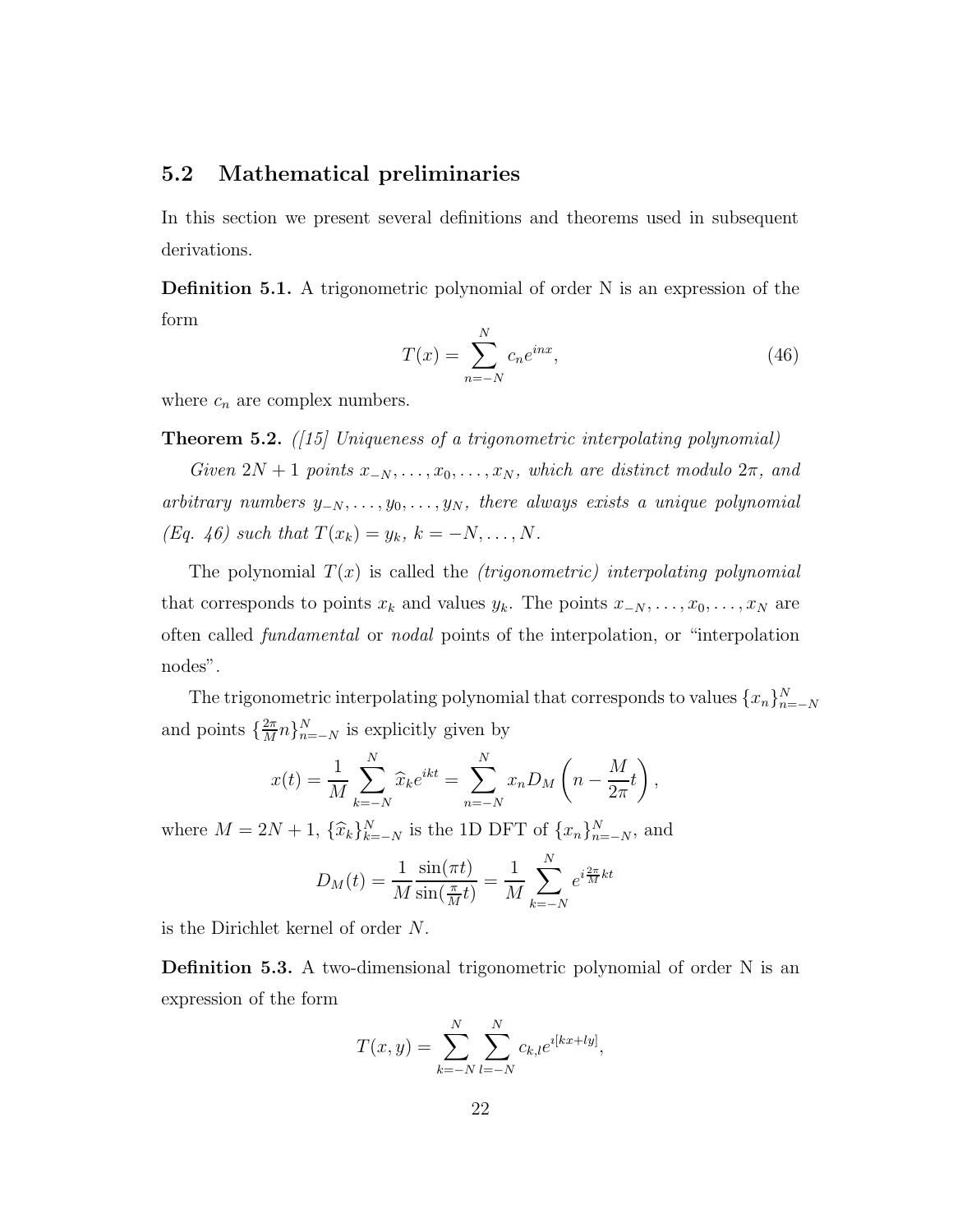## 5.2 Mathematical preliminaries

In this section we present several definitions and theorems used in subsequent derivations.

**Definition 5.1.** A trigonometric polynomial of order N is an expression of the form

$$T(x) = \sum_{n=-N}^{N} c_n e^{inx}, \tag{46}$$

where $c_n$ are complex numbers.

**Theorem 5.2.** *([15] Uniqueness of a trigonometric interpolating polynomial)*

*Given $2N+1$ points $x_{-N}, \ldots, x_0, \ldots, x_N$, which are distinct modulo $2\pi$, and arbitrary numbers $y_{-N}, \ldots, y_0, \ldots, y_N$, there always exists a unique polynomial (Eq. 46) such that $T(x_k) = y_k$, $k = -N, \ldots, N$.*

The polynomial $T(x)$ is called the *(trigonometric) interpolating polynomial* that corresponds to points $x_k$ and values $y_k$. The points $x_{-N}, \ldots, x_0, \ldots, x_N$ are often called *fundamental* or *nodal* points of the interpolation, or "interpolation nodes".

The trigonometric interpolating polynomial that corresponds to values $\{x_n\}_{n=-N}^{N}$ and points $\{\frac{2\pi}{M}n\}_{n=-N}^{N}$ is explicitly given by

$$x(t) = \frac{1}{M}\sum_{k=-N}^{N} \widehat{x}_k e^{ikt} = \sum_{n=-N}^{N} x_n D_M\left(n - \frac{M}{2\pi}t\right),$$

where $M = 2N+1$, $\{\widehat{x}_k\}_{k=-N}^{N}$ is the 1D DFT of $\{x_n\}_{n=-N}^{N}$, and

$$D_M(t) = \frac{1}{M}\frac{\sin(\pi t)}{\sin(\frac{\pi}{M}t)} = \frac{1}{M}\sum_{k=-N}^{N} e^{i\frac{2\pi}{M}kt}$$

is the Dirichlet kernel of order $N$.

**Definition 5.3.** A two-dimensional trigonometric polynomial of order N is an expression of the form

$$T(x,y) = \sum_{k=-N}^{N}\sum_{l=-N}^{N} c_{k,l} e^{i[kx+ly]},$$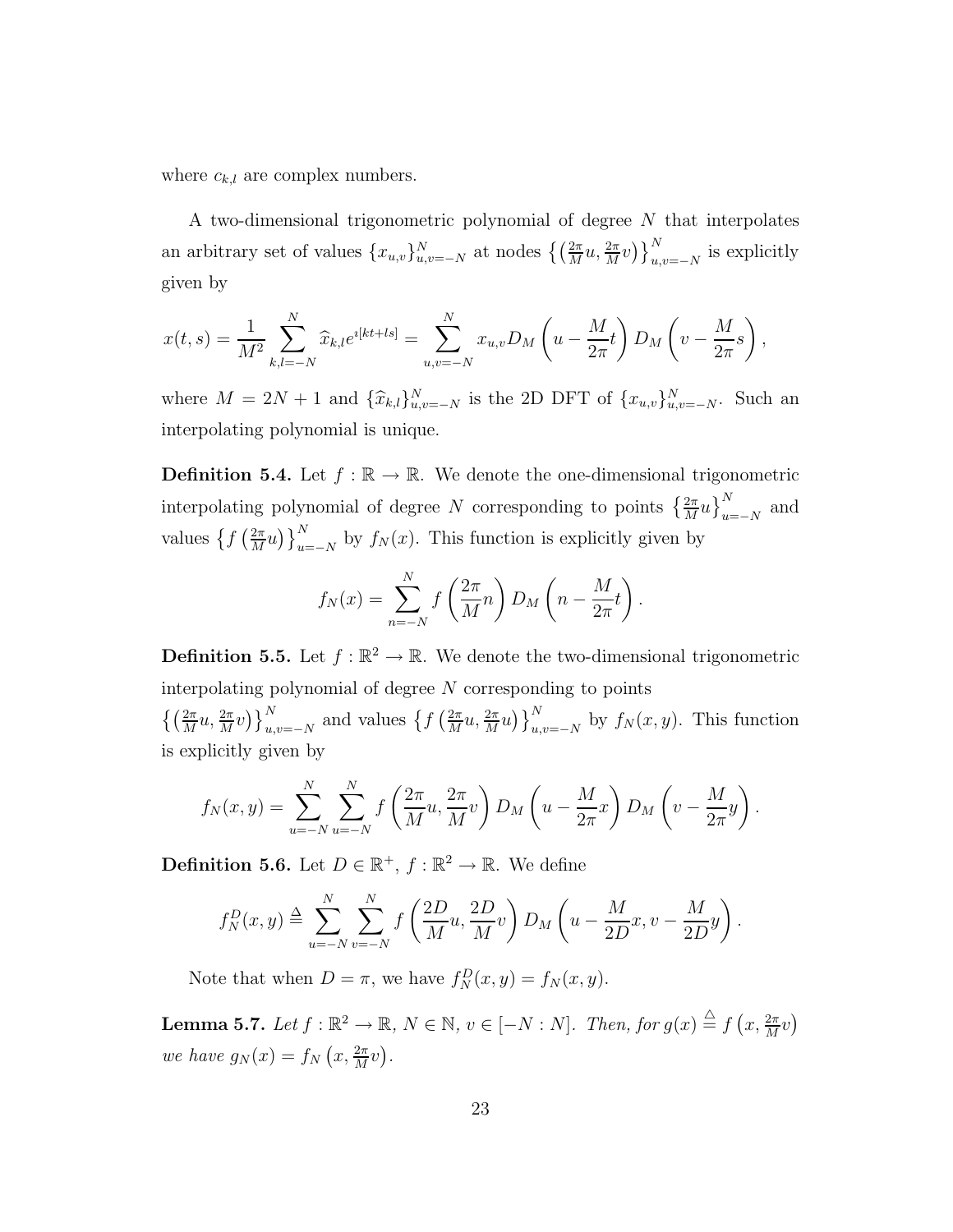where $c_{k,l}$ are complex numbers.

A two-dimensional trigonometric polynomial of degree $N$ that interpolates an arbitrary set of values $\{x_{u,v}\}_{u,v=-N}^{N}$ at nodes $\left\{\left(\frac{2\pi}{M}u, \frac{2\pi}{M}v\right)\right\}_{u,v=-N}^{N}$ is explicitly given by

$$x(t,s) = \frac{1}{M^2}\sum_{k,l=-N}^{N} \widehat{x}_{k,l} e^{\imath[kt+ls]} = \sum_{u,v=-N}^{N} x_{u,v} D_M\left(u - \frac{M}{2\pi}t\right) D_M\left(v - \frac{M}{2\pi}s\right),$$

where $M = 2N+1$ and $\{\widehat{x}_{k,l}\}_{u,v=-N}^{N}$ is the 2D DFT of $\{x_{u,v}\}_{u,v=-N}^{N}$. Such an interpolating polynomial is unique.

**Definition 5.4.** Let $f : \mathbb{R} \to \mathbb{R}$. We denote the one-dimensional trigonometric interpolating polynomial of degree $N$ corresponding to points $\left\{\frac{2\pi}{M}u\right\}_{u=-N}^{N}$ and values $\left\{f\left(\frac{2\pi}{M}u\right)\right\}_{u=-N}^{N}$ by $f_N(x)$. This function is explicitly given by

$$f_N(x) = \sum_{n=-N}^{N} f\left(\frac{2\pi}{M}n\right) D_M\left(n - \frac{M}{2\pi}t\right).$$

**Definition 5.5.** Let $f : \mathbb{R}^2 \to \mathbb{R}$. We denote the two-dimensional trigonometric interpolating polynomial of degree $N$ corresponding to points $\left\{\left(\frac{2\pi}{M}u, \frac{2\pi}{M}v\right)\right\}_{u,v=-N}^{N}$ and values $\left\{f\left(\frac{2\pi}{M}u, \frac{2\pi}{M}u\right)\right\}_{u,v=-N}^{N}$ by $f_N(x,y)$. This function is explicitly given by

$$f_N(x,y) = \sum_{u=-N}^{N}\sum_{u=-N}^{N} f\left(\frac{2\pi}{M}u, \frac{2\pi}{M}v\right) D_M\left(u - \frac{M}{2\pi}x\right) D_M\left(v - \frac{M}{2\pi}y\right).$$

**Definition 5.6.** Let $D \in \mathbb{R}^+$, $f : \mathbb{R}^2 \to \mathbb{R}$. We define

$$f_N^D(x,y) \triangleq \sum_{u=-N}^{N}\sum_{v=-N}^{N} f\left(\frac{2D}{M}u, \frac{2D}{M}v\right) D_M\left(u - \frac{M}{2D}x, v - \frac{M}{2D}y\right).$$

Note that when $D = \pi$, we have $f_N^D(x,y) = f_N(x,y)$.

**Lemma 5.7.** *Let $f : \mathbb{R}^2 \to \mathbb{R}$, $N \in \mathbb{N}$, $v \in [-N : N]$. Then, for $g(x) \stackrel{\triangle}{=} f\left(x, \frac{2\pi}{M}v\right)$ we have $g_N(x) = f_N\left(x, \frac{2\pi}{M}v\right)$.*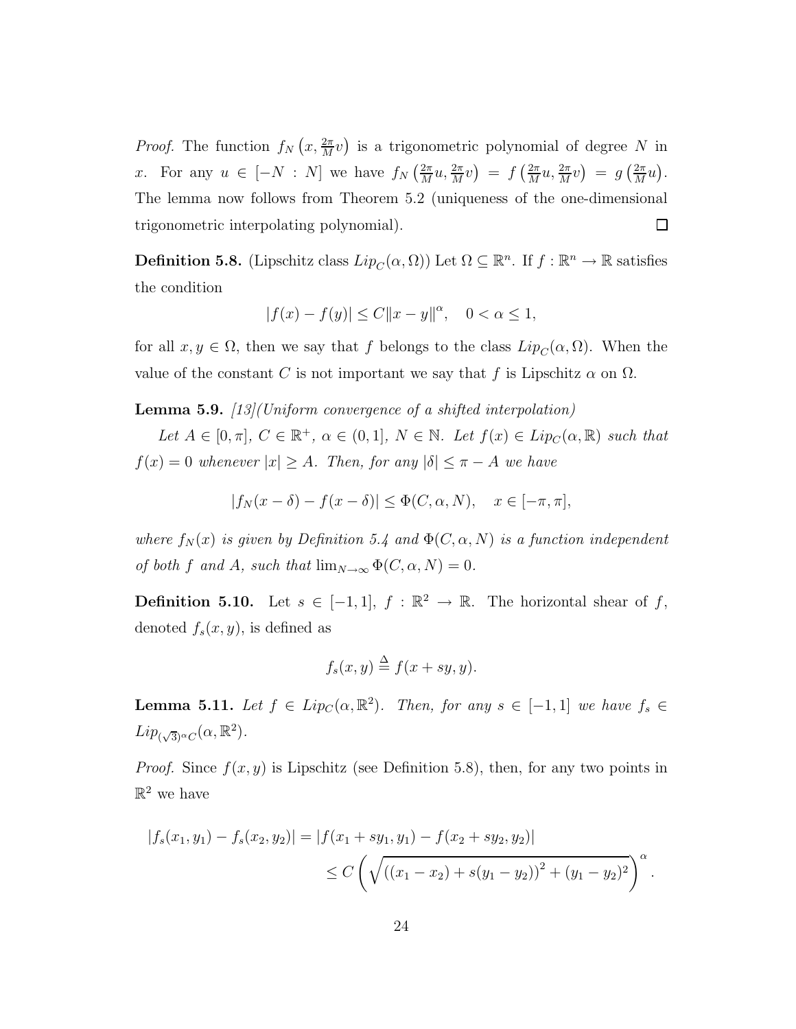*Proof.* The function $f_N\left(x, \frac{2\pi}{M}v\right)$ is a trigonometric polynomial of degree $N$ in $x$. For any $u \in [-N : N]$ we have $f_N\left(\frac{2\pi}{M}u, \frac{2\pi}{M}v\right) = f\left(\frac{2\pi}{M}u, \frac{2\pi}{M}v\right) = g\left(\frac{2\pi}{M}u\right)$. The lemma now follows from Theorem 5.2 (uniqueness of the one-dimensional trigonometric interpolating polynomial). □

**Definition 5.8.** (Lipschitz class $Lip_C(\alpha, \Omega)$) Let $\Omega \subseteq \mathbb{R}^n$. If $f : \mathbb{R}^n \to \mathbb{R}$ satisfies the condition

$$|f(x) - f(y)| \leq C\|x - y\|^{\alpha}, \quad 0 < \alpha \leq 1,$$

for all $x, y \in \Omega$, then we say that $f$ belongs to the class $Lip_C(\alpha, \Omega)$. When the value of the constant $C$ is not important we say that $f$ is Lipschitz $\alpha$ on $\Omega$.

**Lemma 5.9.** *[13](Uniform convergence of a shifted interpolation)*

*Let $A \in [0, \pi]$, $C \in \mathbb{R}^+$, $\alpha \in (0, 1]$, $N \in \mathbb{N}$. Let $f(x) \in Lip_C(\alpha, \mathbb{R})$ such that $f(x) = 0$ whenever $|x| \geq A$. Then, for any $|\delta| \leq \pi - A$ we have*

$$|f_N(x - \delta) - f(x - \delta)| \leq \Phi(C, \alpha, N), \quad x \in [-\pi, \pi],$$

*where $f_N(x)$ is given by Definition 5.4 and $\Phi(C, \alpha, N)$ is a function independent of both $f$ and $A$, such that $\lim_{N\to\infty} \Phi(C, \alpha, N) = 0$.*

**Definition 5.10.** Let $s \in [-1, 1]$, $f : \mathbb{R}^2 \to \mathbb{R}$. The horizontal shear of $f$, denoted $f_s(x, y)$, is defined as

$$f_s(x, y) \stackrel{\Delta}{=} f(x + sy, y).$$

**Lemma 5.11.** *Let $f \in Lip_C(\alpha, \mathbb{R}^2)$. Then, for any $s \in [-1, 1]$ we have $f_s \in Lip_{(\sqrt{3})^{\alpha}C}(\alpha, \mathbb{R}^2)$.*

*Proof.* Since $f(x, y)$ is Lipschitz (see Definition 5.8), then, for any two points in $\mathbb{R}^2$ we have

$$\begin{aligned}
|f_s(x_1, y_1) - f_s(x_2, y_2)| &= |f(x_1 + sy_1, y_1) - f(x_2 + sy_2, y_2)| \\
&\leq C\left(\sqrt{\left((x_1 - x_2) + s(y_1 - y_2)\right)^2 + (y_1 - y_2)^2}\right)^{\alpha}.
\end{aligned}$$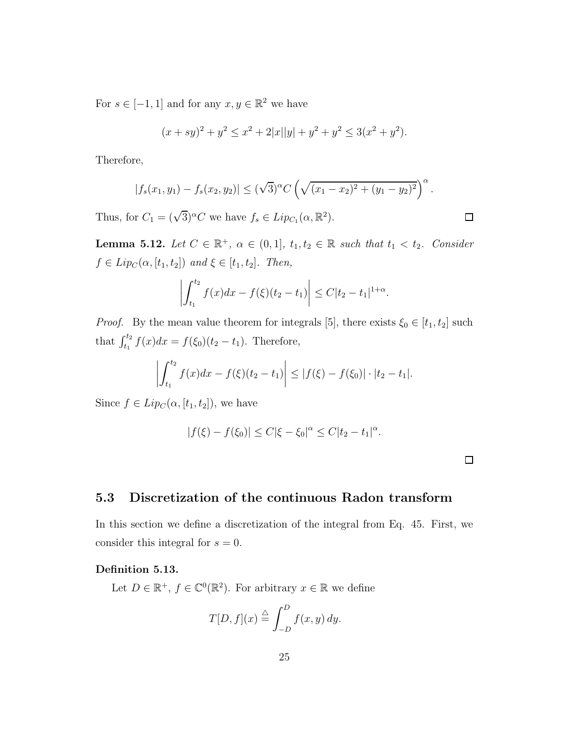For $s \in [-1, 1]$ and for any $x, y \in \mathbb{R}^2$ we have

$$(x + sy)^2 + y^2 \leq x^2 + 2|x||y| + y^2 + y^2 \leq 3(x^2 + y^2).$$

Therefore,

$$|f_s(x_1, y_1) - f_s(x_2, y_2)| \leq (\sqrt{3})^\alpha C \left( \sqrt{(x_1 - x_2)^2 + (y_1 - y_2)^2} \right)^\alpha.$$

Thus, for $C_1 = (\sqrt{3})^\alpha C$ we have $f_s \in Lip_{C_1}(\alpha, \mathbb{R}^2)$. ☐

**Lemma 5.12.** *Let $C \in \mathbb{R}^+$, $\alpha \in (0, 1]$, $t_1, t_2 \in \mathbb{R}$ such that $t_1 < t_2$. Consider $f \in Lip_C(\alpha, [t_1, t_2])$ and $\xi \in [t_1, t_2]$. Then,*

$$\left| \int_{t_1}^{t_2} f(x)dx - f(\xi)(t_2 - t_1) \right| \leq C|t_2 - t_1|^{1+\alpha}.$$

*Proof.* By the mean value theorem for integrals [5], there exists $\xi_0 \in [t_1, t_2]$ such that $\int_{t_1}^{t_2} f(x)dx = f(\xi_0)(t_2 - t_1)$. Therefore,

$$\left| \int_{t_1}^{t_2} f(x)dx - f(\xi)(t_2 - t_1) \right| \leq |f(\xi) - f(\xi_0)| \cdot |t_2 - t_1|.$$

Since $f \in Lip_C(\alpha, [t_1, t_2])$, we have

$$|f(\xi) - f(\xi_0)| \leq C|\xi - \xi_0|^\alpha \leq C|t_2 - t_1|^\alpha.$$

☐

## 5.3 Discretization of the continuous Radon transform

In this section we define a discretization of the integral from Eq. 45. First, we consider this integral for $s = 0$.

**Definition 5.13.**

Let $D \in \mathbb{R}^+$, $f \in \mathbb{C}^0(\mathbb{R}^2)$. For arbitrary $x \in \mathbb{R}$ we define

$$T[D, f](x) \triangleq \int_{-D}^{D} f(x, y)\, dy.$$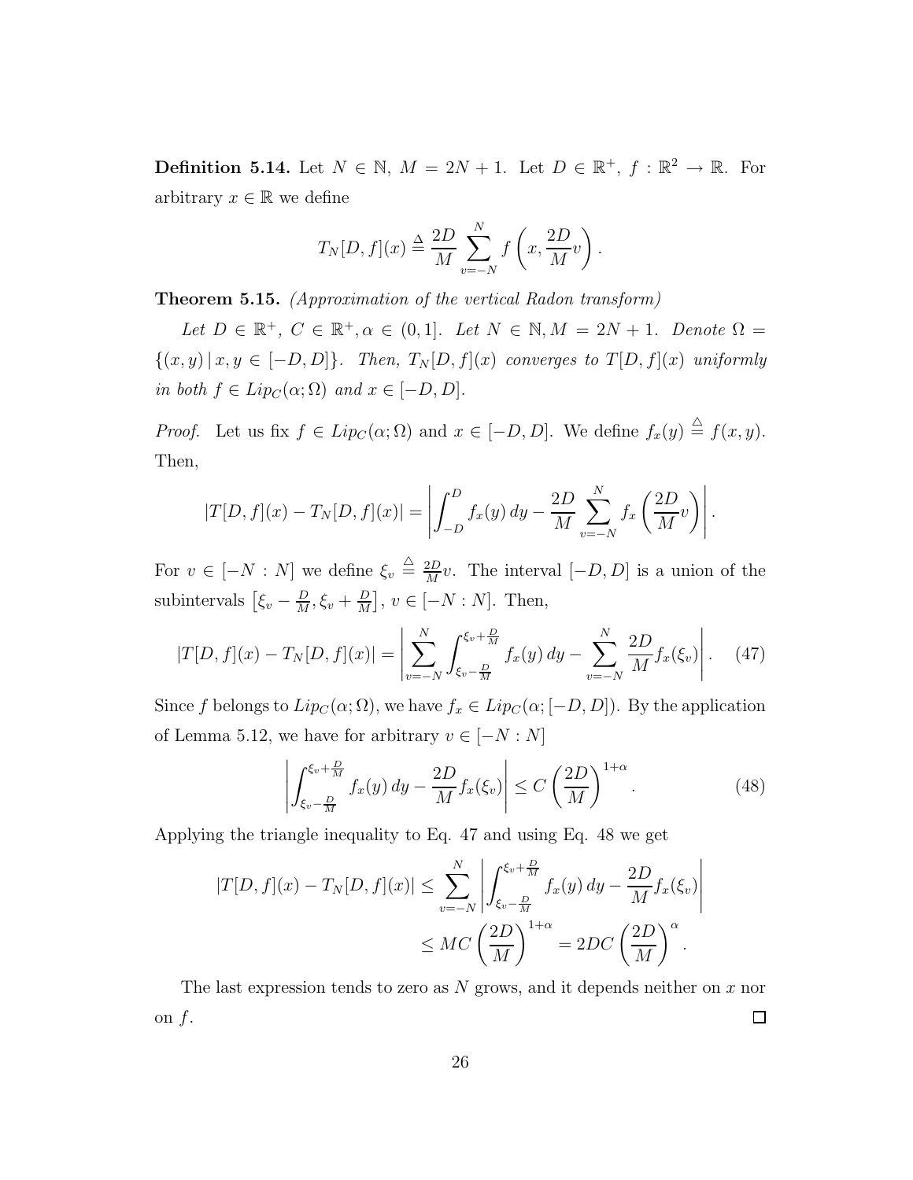**Definition 5.14.** Let $N \in \mathbb{N}$, $M = 2N + 1$. Let $D \in \mathbb{R}^+$, $f : \mathbb{R}^2 \to \mathbb{R}$. For arbitrary $x \in \mathbb{R}$ we define

$$T_N[D, f](x) \triangleq \frac{2D}{M} \sum_{v=-N}^{N} f\left(x, \frac{2D}{M}v\right).$$

**Theorem 5.15.** *(Approximation of the vertical Radon transform)*

*Let $D \in \mathbb{R}^+$, $C \in \mathbb{R}^+, \alpha \in (0, 1]$. Let $N \in \mathbb{N}, M = 2N + 1$. Denote $\Omega = \{(x, y) \,|\, x, y \in [-D, D]\}$. Then, $T_N[D, f](x)$ converges to $T[D, f](x)$ uniformly in both $f \in Lip_C(\alpha; \Omega)$ and $x \in [-D, D]$.*

*Proof.* Let us fix $f \in Lip_C(\alpha; \Omega)$ and $x \in [-D, D]$. We define $f_x(y) \stackrel{\triangle}{=} f(x, y)$. Then,

$$|T[D, f](x) - T_N[D, f](x)| = \left| \int_{-D}^{D} f_x(y)\, dy - \frac{2D}{M} \sum_{v=-N}^{N} f_x\left(\frac{2D}{M}v\right) \right|.$$

For $v \in [-N : N]$ we define $\xi_v \stackrel{\triangle}{=} \frac{2D}{M}v$. The interval $[-D, D]$ is a union of the subintervals $\left[\xi_v - \frac{D}{M}, \xi_v + \frac{D}{M}\right]$, $v \in [-N : N]$. Then,

$$|T[D, f](x) - T_N[D, f](x)| = \left| \sum_{v=-N}^{N} \int_{\xi_v - \frac{D}{M}}^{\xi_v + \frac{D}{M}} f_x(y)\, dy - \sum_{v=-N}^{N} \frac{2D}{M} f_x(\xi_v) \right|. \quad (47)$$

Since $f$ belongs to $Lip_C(\alpha; \Omega)$, we have $f_x \in Lip_C(\alpha; [-D, D])$. By the application of Lemma 5.12, we have for arbitrary $v \in [-N : N]$

$$\left| \int_{\xi_v - \frac{D}{M}}^{\xi_v + \frac{D}{M}} f_x(y)\, dy - \frac{2D}{M} f_x(\xi_v) \right| \le C \left(\frac{2D}{M}\right)^{1+\alpha}. \quad (48)$$

Applying the triangle inequality to Eq. 47 and using Eq. 48 we get

$$\begin{aligned} |T[D, f](x) - T_N[D, f](x)| &\le \sum_{v=-N}^{N} \left| \int_{\xi_v - \frac{D}{M}}^{\xi_v + \frac{D}{M}} f_x(y)\, dy - \frac{2D}{M} f_x(\xi_v) \right| \\ &\le MC \left(\frac{2D}{M}\right)^{1+\alpha} = 2DC \left(\frac{2D}{M}\right)^{\alpha}. \end{aligned}$$

The last expression tends to zero as $N$ grows, and it depends neither on $x$ nor on $f$. $\square$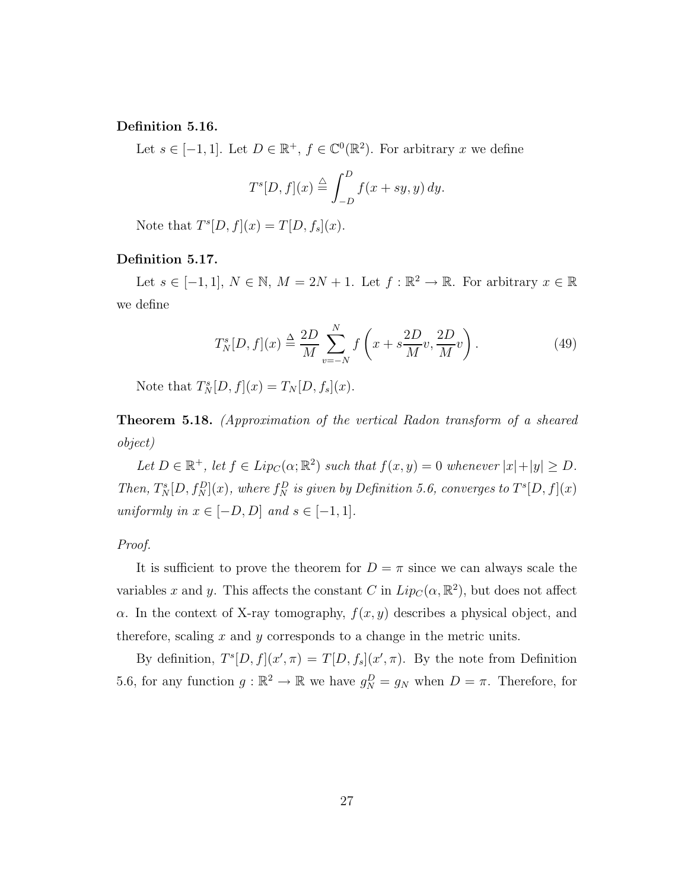**Definition 5.16.**

Let $s \in [-1, 1]$. Let $D \in \mathbb{R}^+$, $f \in \mathbb{C}^0(\mathbb{R}^2)$. For arbitrary $x$ we define

$$T^s[D, f](x) \triangleq \int_{-D}^{D} f(x + sy, y)\, dy.$$

Note that $T^s[D, f](x) = T[D, f_s](x)$.

**Definition 5.17.**

Let $s \in [-1, 1]$, $N \in \mathbb{N}$, $M = 2N + 1$. Let $f : \mathbb{R}^2 \to \mathbb{R}$. For arbitrary $x \in \mathbb{R}$ we define

$$T_N^s[D, f](x) \triangleq \frac{2D}{M} \sum_{v=-N}^{N} f\left(x + s\frac{2D}{M}v, \frac{2D}{M}v\right). \tag{49}$$

Note that $T_N^s[D, f](x) = T_N[D, f_s](x)$.

**Theorem 5.18.** *(Approximation of the vertical Radon transform of a sheared object)*

*Let $D \in \mathbb{R}^+$, let $f \in Lip_C(\alpha; \mathbb{R}^2)$ such that $f(x, y) = 0$ whenever $|x|+|y| \geq D$. Then, $T_N^s[D, f_N^D](x)$, where $f_N^D$ is given by Definition 5.6, converges to $T^s[D, f](x)$ uniformly in $x \in [-D, D]$ and $s \in [-1, 1]$.*

*Proof.*

It is sufficient to prove the theorem for $D = \pi$ since we can always scale the variables $x$ and $y$. This affects the constant $C$ in $Lip_C(\alpha, \mathbb{R}^2)$, but does not affect $\alpha$. In the context of X-ray tomography, $f(x, y)$ describes a physical object, and therefore, scaling $x$ and $y$ corresponds to a change in the metric units.

By definition, $T^s[D, f](x', \pi) = T[D, f_s](x', \pi)$. By the note from Definition 5.6, for any function $g : \mathbb{R}^2 \to \mathbb{R}$ we have $g_N^D = g_N$ when $D = \pi$. Therefore, for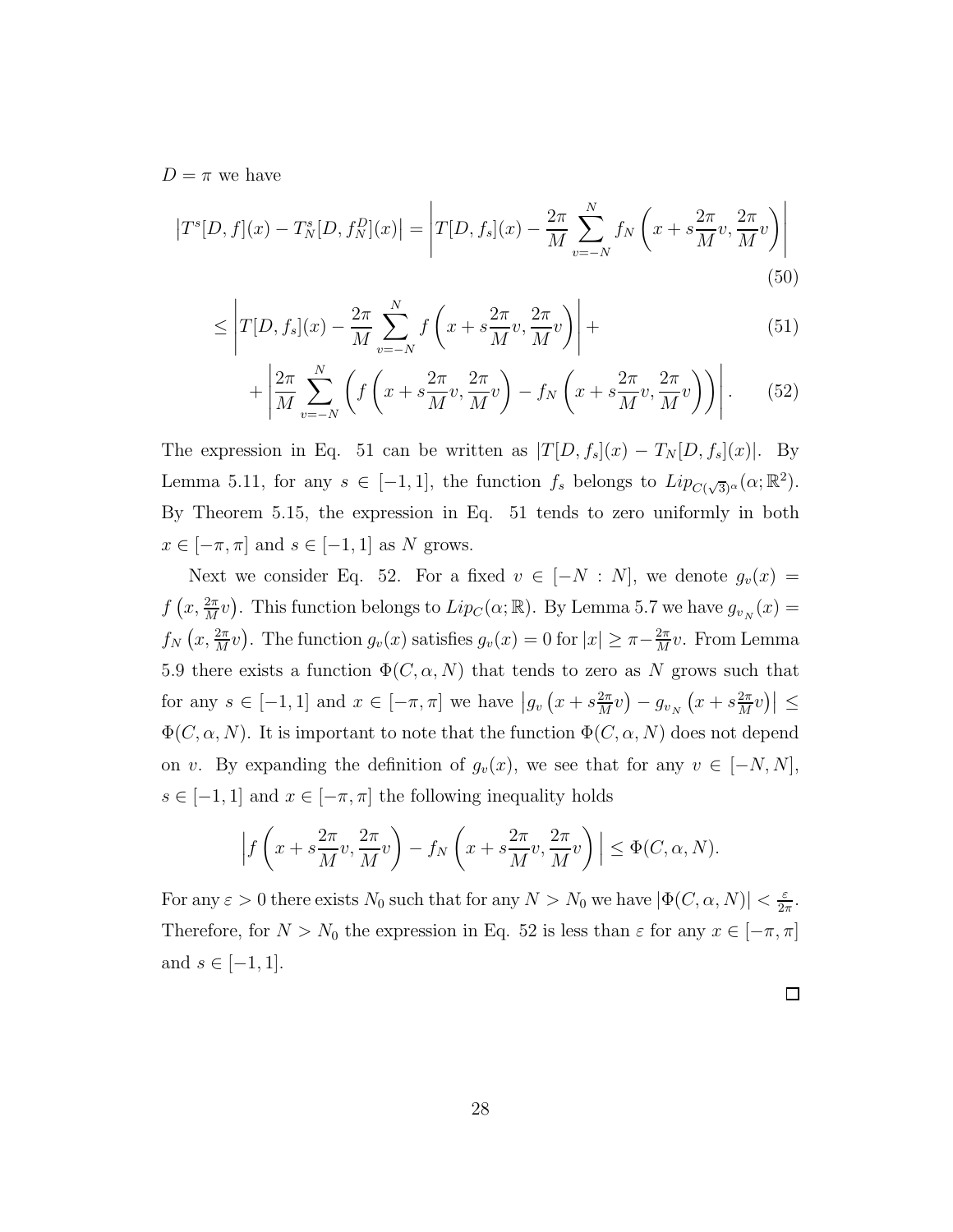$D = \pi$ we have

$$\left|T^s[D, f](x) - T^s_N[D, f^D_N](x)\right| = \left|T[D, f_s](x) - \frac{2\pi}{M}\sum_{v=-N}^{N} f_N\left(x + s\frac{2\pi}{M}v, \frac{2\pi}{M}v\right)\right| \tag{50}$$

$$\leq \left|T[D, f_s](x) - \frac{2\pi}{M}\sum_{v=-N}^{N} f\left(x + s\frac{2\pi}{M}v, \frac{2\pi}{M}v\right)\right| + \tag{51}$$

$$+ \left|\frac{2\pi}{M}\sum_{v=-N}^{N}\left(f\left(x + s\frac{2\pi}{M}v, \frac{2\pi}{M}v\right) - f_N\left(x + s\frac{2\pi}{M}v, \frac{2\pi}{M}v\right)\right)\right|. \tag{52}$$

The expression in Eq. 51 can be written as $|T[D, f_s](x) - T_N[D, f_s](x)|$. By Lemma 5.11, for any $s \in [-1, 1]$, the function $f_s$ belongs to $Lip_{C(\sqrt{3})^\alpha}(\alpha; \mathbb{R}^2)$. By Theorem 5.15, the expression in Eq. 51 tends to zero uniformly in both $x \in [-\pi, \pi]$ and $s \in [-1, 1]$ as $N$ grows.

Next we consider Eq. 52. For a fixed $v \in [-N : N]$, we denote $g_v(x) = f\left(x, \frac{2\pi}{M}v\right)$. This function belongs to $Lip_C(\alpha; \mathbb{R})$. By Lemma 5.7 we have $g_{v_N}(x) = f_N\left(x, \frac{2\pi}{M}v\right)$. The function $g_v(x)$ satisfies $g_v(x) = 0$ for $|x| \geq \pi - \frac{2\pi}{M}v$. From Lemma 5.9 there exists a function $\Phi(C, \alpha, N)$ that tends to zero as $N$ grows such that for any $s \in [-1, 1]$ and $x \in [-\pi, \pi]$ we have $\left|g_v\left(x + s\frac{2\pi}{M}v\right) - g_{v_N}\left(x + s\frac{2\pi}{M}v\right)\right| \leq \Phi(C, \alpha, N)$. It is important to note that the function $\Phi(C, \alpha, N)$ does not depend on $v$. By expanding the definition of $g_v(x)$, we see that for any $v \in [-N, N]$, $s \in [-1, 1]$ and $x \in [-\pi, \pi]$ the following inequality holds

$$\left|f\left(x + s\frac{2\pi}{M}v, \frac{2\pi}{M}v\right) - f_N\left(x + s\frac{2\pi}{M}v, \frac{2\pi}{M}v\right)\right| \leq \Phi(C, \alpha, N).$$

For any $\varepsilon > 0$ there exists $N_0$ such that for any $N > N_0$ we have $|\Phi(C, \alpha, N)| < \frac{\varepsilon}{2\pi}$. Therefore, for $N > N_0$ the expression in Eq. 52 is less than $\varepsilon$ for any $x \in [-\pi, \pi]$ and $s \in [-1, 1]$.

□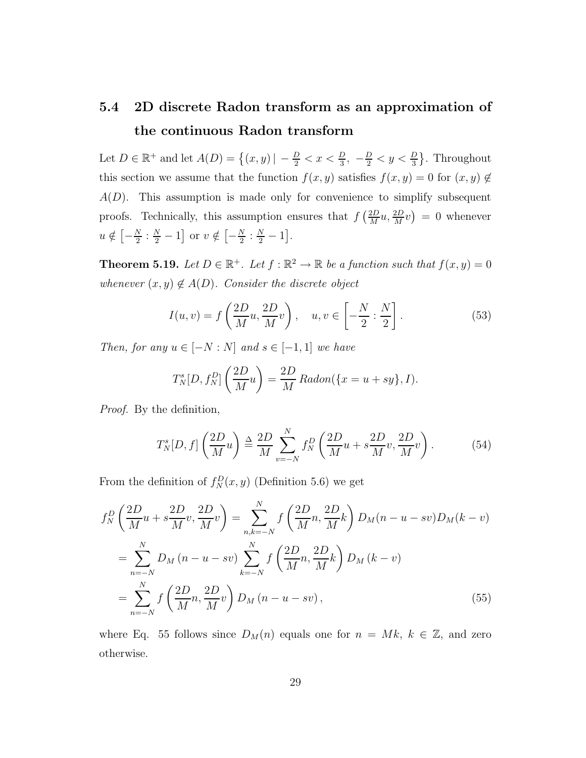## 5.4 2D discrete Radon transform as an approximation of the continuous Radon transform

Let $D \in \mathbb{R}^+$ and let $A(D) = \left\{(x,y) \,|\, -\frac{D}{2} < x < \frac{D}{3},\ -\frac{D}{2} < y < \frac{D}{3}\right\}$. Throughout this section we assume that the function $f(x,y)$ satisfies $f(x,y) = 0$ for $(x,y) \notin A(D)$. This assumption is made only for convenience to simplify subsequent proofs. Technically, this assumption ensures that $f\left(\frac{2D}{M}u, \frac{2D}{M}v\right) = 0$ whenever $u \notin \left[-\frac{N}{2} : \frac{N}{2} - 1\right]$ or $v \notin \left[-\frac{N}{2} : \frac{N}{2} - 1\right]$.

**Theorem 5.19.** *Let $D \in \mathbb{R}^+$. Let $f : \mathbb{R}^2 \to \mathbb{R}$ be a function such that $f(x,y) = 0$ whenever $(x,y) \notin A(D)$. Consider the discrete object*

$$I(u,v) = f\left(\frac{2D}{M}u, \frac{2D}{M}v\right), \quad u,v \in \left[-\frac{N}{2} : \frac{N}{2}\right]. \tag{53}$$

*Then, for any $u \in [-N : N]$ and $s \in [-1,1]$ we have*

$$T_N^s[D, f_N^D]\left(\frac{2D}{M}u\right) = \frac{2D}{M}\, Radon(\{x = u + sy\}, I).$$

*Proof.* By the definition,

$$T_N^s[D, f]\left(\frac{2D}{M}u\right) \triangleq \frac{2D}{M} \sum_{v=-N}^{N} f_N^D\left(\frac{2D}{M}u + s\frac{2D}{M}v, \frac{2D}{M}v\right). \tag{54}$$

From the definition of $f_N^D(x,y)$ (Definition 5.6) we get

$$\begin{aligned}
f_N^D\left(\frac{2D}{M}u + s\frac{2D}{M}v, \frac{2D}{M}v\right) &= \sum_{n,k=-N}^{N} f\left(\frac{2D}{M}n, \frac{2D}{M}k\right) D_M(n-u-sv) D_M(k-v) \\
&= \sum_{n=-N}^{N} D_M\left(n-u-sv\right) \sum_{k=-N}^{N} f\left(\frac{2D}{M}n, \frac{2D}{M}k\right) D_M\left(k-v\right) \\
&= \sum_{n=-N}^{N} f\left(\frac{2D}{M}n, \frac{2D}{M}v\right) D_M\left(n-u-sv\right),
\end{aligned} \tag{55}$$

where Eq. 55 follows since $D_M(n)$ equals one for $n = Mk$, $k \in \mathbb{Z}$, and zero otherwise.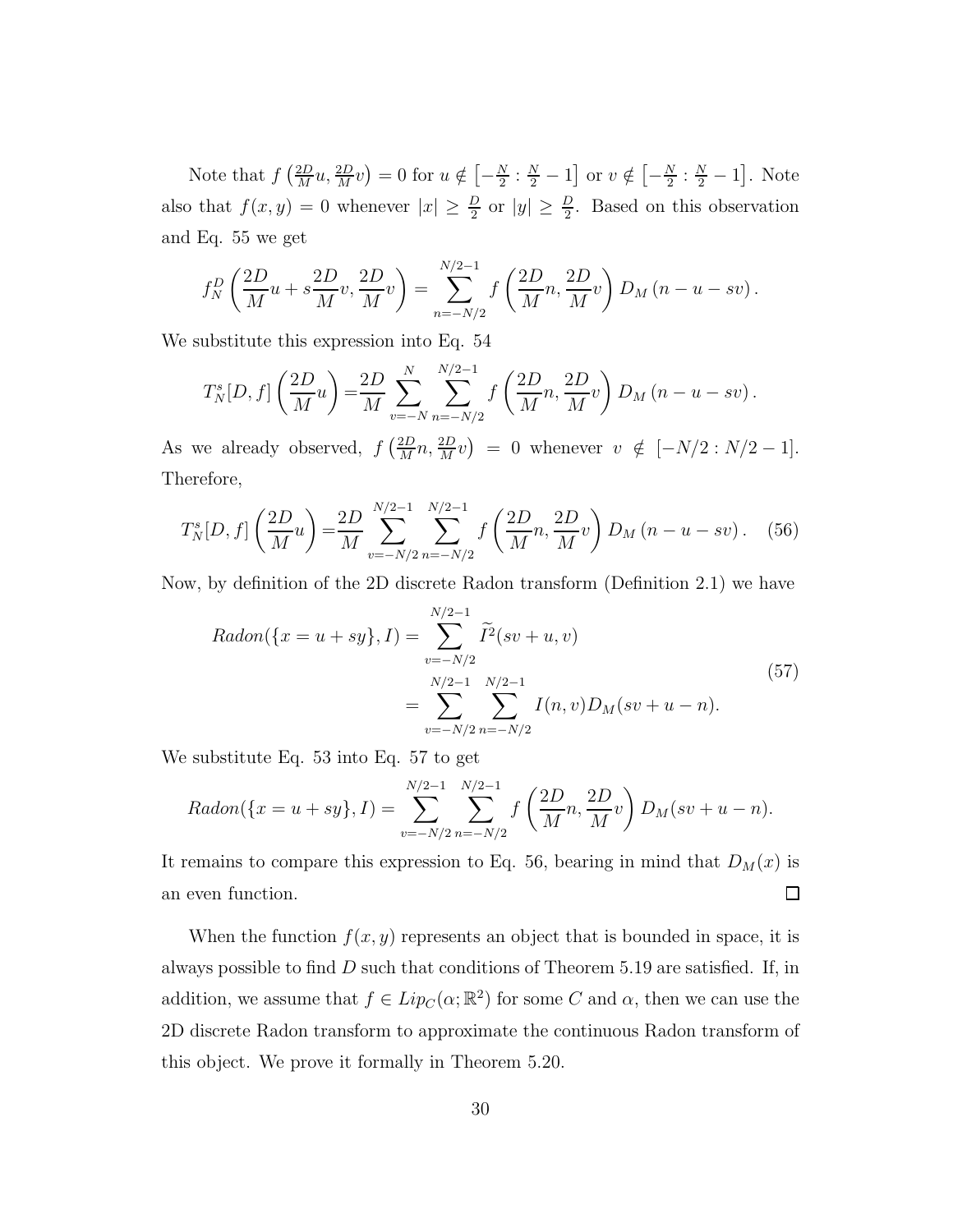Note that $f\left(\frac{2D}{M}u, \frac{2D}{M}v\right) = 0$ for $u \notin \left[-\frac{N}{2} : \frac{N}{2} - 1\right]$ or $v \notin \left[-\frac{N}{2} : \frac{N}{2} - 1\right]$. Note also that $f(x, y) = 0$ whenever $|x| \geq \frac{D}{2}$ or $|y| \geq \frac{D}{2}$. Based on this observation and Eq. 55 we get

$$f_N^D\left(\frac{2D}{M}u + s\frac{2D}{M}v, \frac{2D}{M}v\right) = \sum_{n=-N/2}^{N/2-1} f\left(\frac{2D}{M}n, \frac{2D}{M}v\right) D_M\left(n - u - sv\right).$$

We substitute this expression into Eq. 54

$$T_N^s[D, f]\left(\frac{2D}{M}u\right) = \frac{2D}{M} \sum_{v=-N}^{N} \sum_{n=-N/2}^{N/2-1} f\left(\frac{2D}{M}n, \frac{2D}{M}v\right) D_M\left(n - u - sv\right).$$

As we already observed, $f\left(\frac{2D}{M}n, \frac{2D}{M}v\right) = 0$ whenever $v \notin [-N/2 : N/2 - 1]$. Therefore,

$$T_N^s[D, f]\left(\frac{2D}{M}u\right) = \frac{2D}{M} \sum_{v=-N/2}^{N/2-1} \sum_{n=-N/2}^{N/2-1} f\left(\frac{2D}{M}n, \frac{2D}{M}v\right) D_M\left(n - u - sv\right). \quad (56)$$

Now, by definition of the 2D discrete Radon transform (Definition 2.1) we have

$$\begin{aligned} Radon(\{x = u + sy\}, I) &= \sum_{v=-N/2}^{N/2-1} \widetilde{I}^2(sv + u, v) \\ &= \sum_{v=-N/2}^{N/2-1} \sum_{n=-N/2}^{N/2-1} I(n, v) D_M(sv + u - n). \end{aligned} \quad (57)$$

We substitute Eq. 53 into Eq. 57 to get

$$Radon(\{x = u + sy\}, I) = \sum_{v=-N/2}^{N/2-1} \sum_{n=-N/2}^{N/2-1} f\left(\frac{2D}{M}n, \frac{2D}{M}v\right) D_M(sv + u - n).$$

It remains to compare this expression to Eq. 56, bearing in mind that $D_M(x)$ is an even function. □

When the function $f(x, y)$ represents an object that is bounded in space, it is always possible to find $D$ such that conditions of Theorem 5.19 are satisfied. If, in addition, we assume that $f \in Lip_C(\alpha; \mathbb{R}^2)$ for some $C$ and $\alpha$, then we can use the 2D discrete Radon transform to approximate the continuous Radon transform of this object. We prove it formally in Theorem 5.20.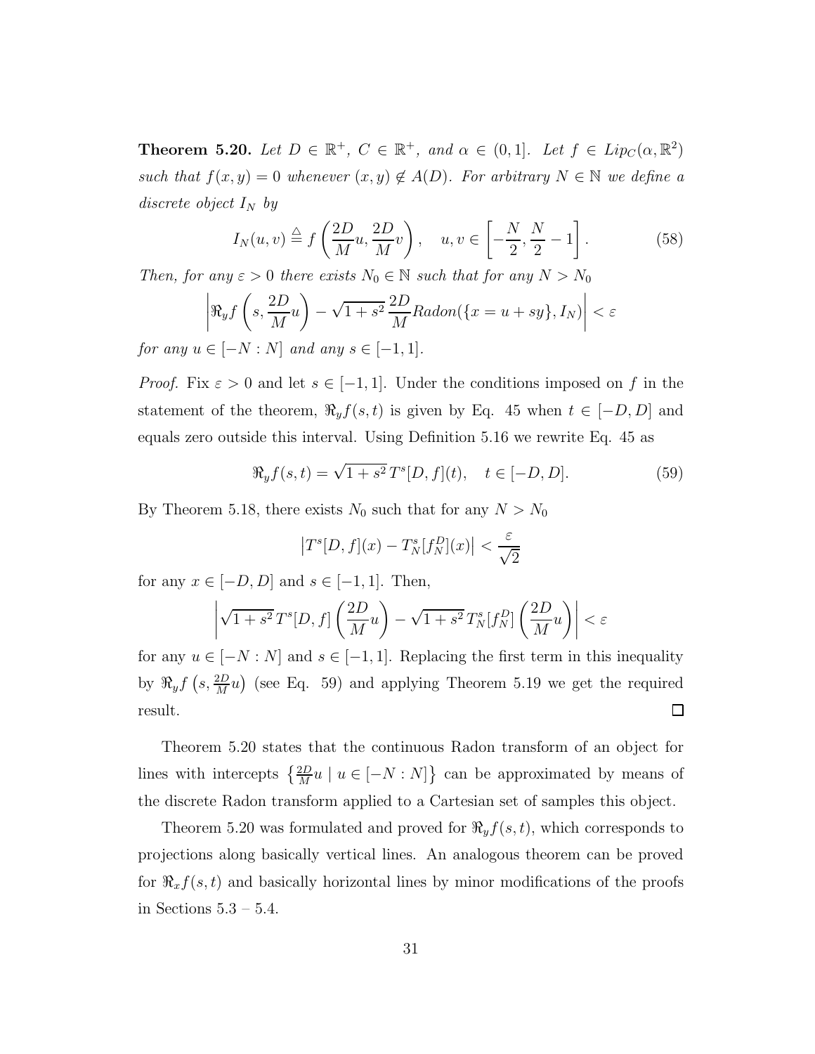**Theorem 5.20.** *Let $D \in \mathbb{R}^+$, $C \in \mathbb{R}^+$, and $\alpha \in (0,1]$. Let $f \in Lip_C(\alpha, \mathbb{R}^2)$ such that $f(x,y) = 0$ whenever $(x,y) \notin A(D)$. For arbitrary $N \in \mathbb{N}$ we define a discrete object $I_N$ by*

$$I_N(u,v) \triangleq f\left(\frac{2D}{M}u, \frac{2D}{M}v\right), \quad u, v \in \left[-\frac{N}{2}, \frac{N}{2} - 1\right]. \tag{58}$$

*Then, for any $\varepsilon > 0$ there exists $N_0 \in \mathbb{N}$ such that for any $N > N_0$*

$$\left|\Re_y f\left(s, \frac{2D}{M}u\right) - \sqrt{1+s^2}\,\frac{2D}{M} Radon(\{x = u + sy\}, I_N)\right| < \varepsilon$$

*for any $u \in [-N : N]$ and any $s \in [-1,1]$.*

*Proof.* Fix $\varepsilon > 0$ and let $s \in [-1,1]$. Under the conditions imposed on $f$ in the statement of the theorem, $\Re_y f(s,t)$ is given by Eq. 45 when $t \in [-D, D]$ and equals zero outside this interval. Using Definition 5.16 we rewrite Eq. 45 as

$$\Re_y f(s,t) = \sqrt{1+s^2}\, T^s[D,f](t), \quad t \in [-D, D]. \tag{59}$$

By Theorem 5.18, there exists $N_0$ such that for any $N > N_0$

$$\left|T^s[D,f](x) - T^s_N[f^D_N](x)\right| < \frac{\varepsilon}{\sqrt{2}}$$

for any $x \in [-D, D]$ and $s \in [-1,1]$. Then,

$$\left|\sqrt{1+s^2}\, T^s[D,f]\left(\frac{2D}{M}u\right) - \sqrt{1+s^2}\, T^s_N[f^D_N]\left(\frac{2D}{M}u\right)\right| < \varepsilon$$

for any $u \in [-N : N]$ and $s \in [-1,1]$. Replacing the first term in this inequality by $\Re_y f\left(s, \frac{2D}{M}u\right)$ (see Eq. 59) and applying Theorem 5.19 we get the required result. ☐

Theorem 5.20 states that the continuous Radon transform of an object for lines with intercepts $\left\{\frac{2D}{M}u \mid u \in [-N : N]\right\}$ can be approximated by means of the discrete Radon transform applied to a Cartesian set of samples this object.

Theorem 5.20 was formulated and proved for $\Re_y f(s,t)$, which corresponds to projections along basically vertical lines. An analogous theorem can be proved for $\Re_x f(s,t)$ and basically horizontal lines by minor modifications of the proofs in Sections 5.3 – 5.4.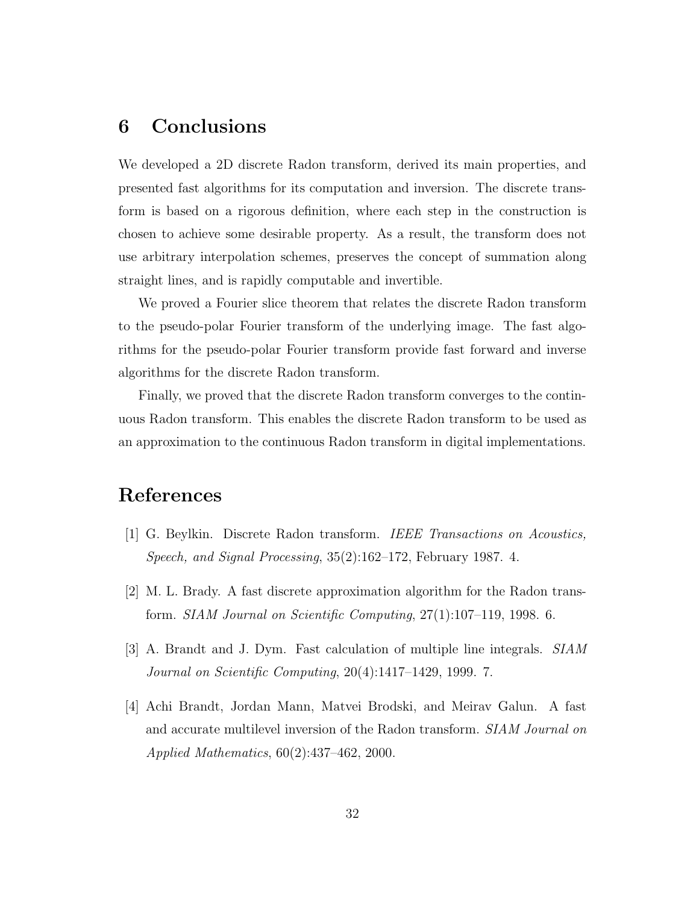## 6 Conclusions

We developed a 2D discrete Radon transform, derived its main properties, and presented fast algorithms for its computation and inversion. The discrete transform is based on a rigorous definition, where each step in the construction is chosen to achieve some desirable property. As a result, the transform does not use arbitrary interpolation schemes, preserves the concept of summation along straight lines, and is rapidly computable and invertible.

We proved a Fourier slice theorem that relates the discrete Radon transform to the pseudo-polar Fourier transform of the underlying image. The fast algorithms for the pseudo-polar Fourier transform provide fast forward and inverse algorithms for the discrete Radon transform.

Finally, we proved that the discrete Radon transform converges to the continuous Radon transform. This enables the discrete Radon transform to be used as an approximation to the continuous Radon transform in digital implementations.

## References

[1] G. Beylkin. Discrete Radon transform. *IEEE Transactions on Acoustics, Speech, and Signal Processing*, 35(2):162–172, February 1987. 4.

[2] M. L. Brady. A fast discrete approximation algorithm for the Radon transform. *SIAM Journal on Scientific Computing*, 27(1):107–119, 1998. 6.

[3] A. Brandt and J. Dym. Fast calculation of multiple line integrals. *SIAM Journal on Scientific Computing*, 20(4):1417–1429, 1999. 7.

[4] Achi Brandt, Jordan Mann, Matvei Brodski, and Meirav Galun. A fast and accurate multilevel inversion of the Radon transform. *SIAM Journal on Applied Mathematics*, 60(2):437–462, 2000.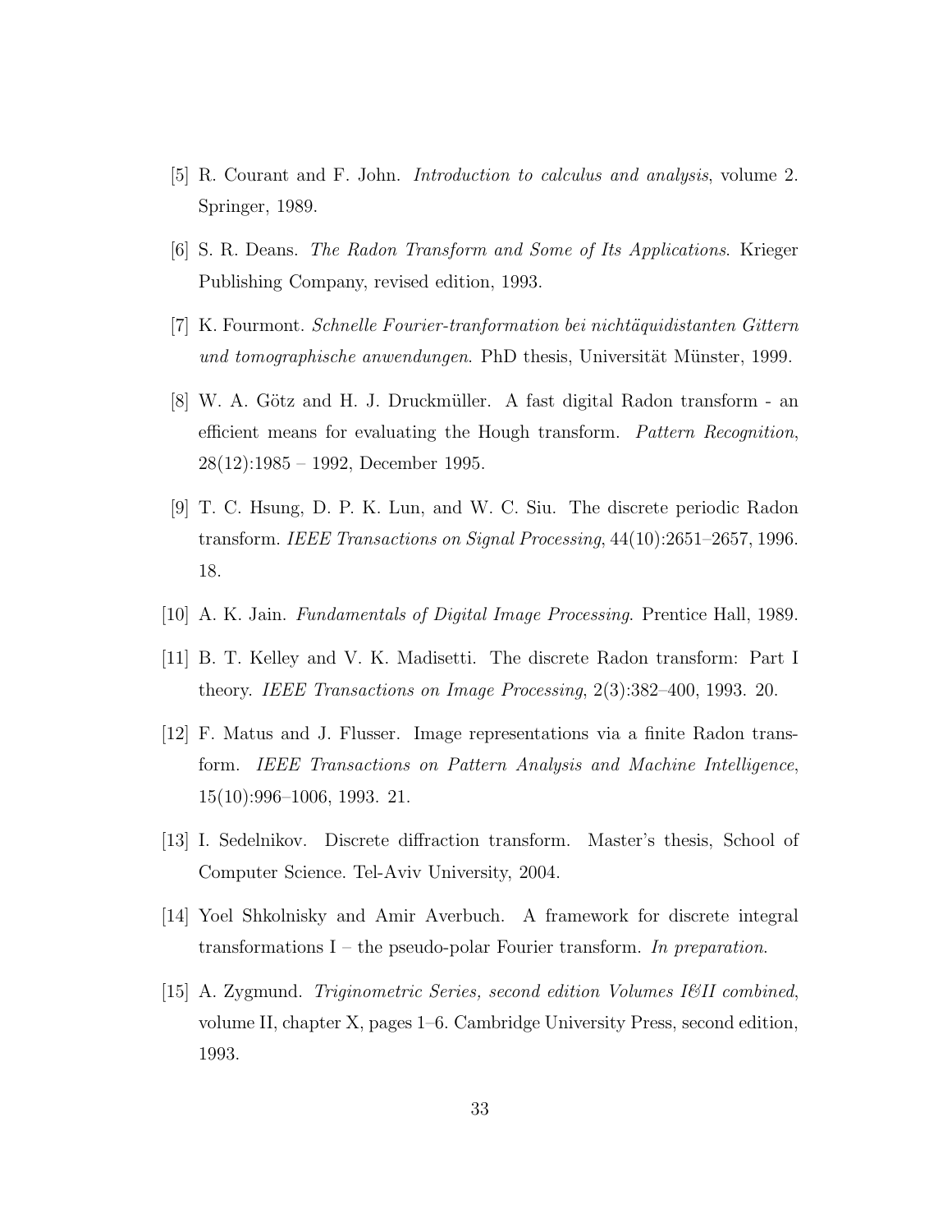[5] R. Courant and F. John. *Introduction to calculus and analysis*, volume 2. Springer, 1989.

[6] S. R. Deans. *The Radon Transform and Some of Its Applications*. Krieger Publishing Company, revised edition, 1993.

[7] K. Fourmont. *Schnelle Fourier-tranformation bei nichtäquidistanten Gittern und tomographische anwendungen*. PhD thesis, Universität Münster, 1999.

[8] W. A. Götz and H. J. Druckmüller. A fast digital Radon transform - an efficient means for evaluating the Hough transform. *Pattern Recognition*, 28(12):1985 – 1992, December 1995.

[9] T. C. Hsung, D. P. K. Lun, and W. C. Siu. The discrete periodic Radon transform. *IEEE Transactions on Signal Processing*, 44(10):2651–2657, 1996. 18.

[10] A. K. Jain. *Fundamentals of Digital Image Processing*. Prentice Hall, 1989.

[11] B. T. Kelley and V. K. Madisetti. The discrete Radon transform: Part I theory. *IEEE Transactions on Image Processing*, 2(3):382–400, 1993. 20.

[12] F. Matus and J. Flusser. Image representations via a finite Radon transform. *IEEE Transactions on Pattern Analysis and Machine Intelligence*, 15(10):996–1006, 1993. 21.

[13] I. Sedelnikov. Discrete diffraction transform. Master's thesis, School of Computer Science. Tel-Aviv University, 2004.

[14] Yoel Shkolnisky and Amir Averbuch. A framework for discrete integral transformations I – the pseudo-polar Fourier transform. *In preparation*.

[15] A. Zygmund. *Triginometric Series, second edition Volumes I&II combined*, volume II, chapter X, pages 1–6. Cambridge University Press, second edition, 1993.